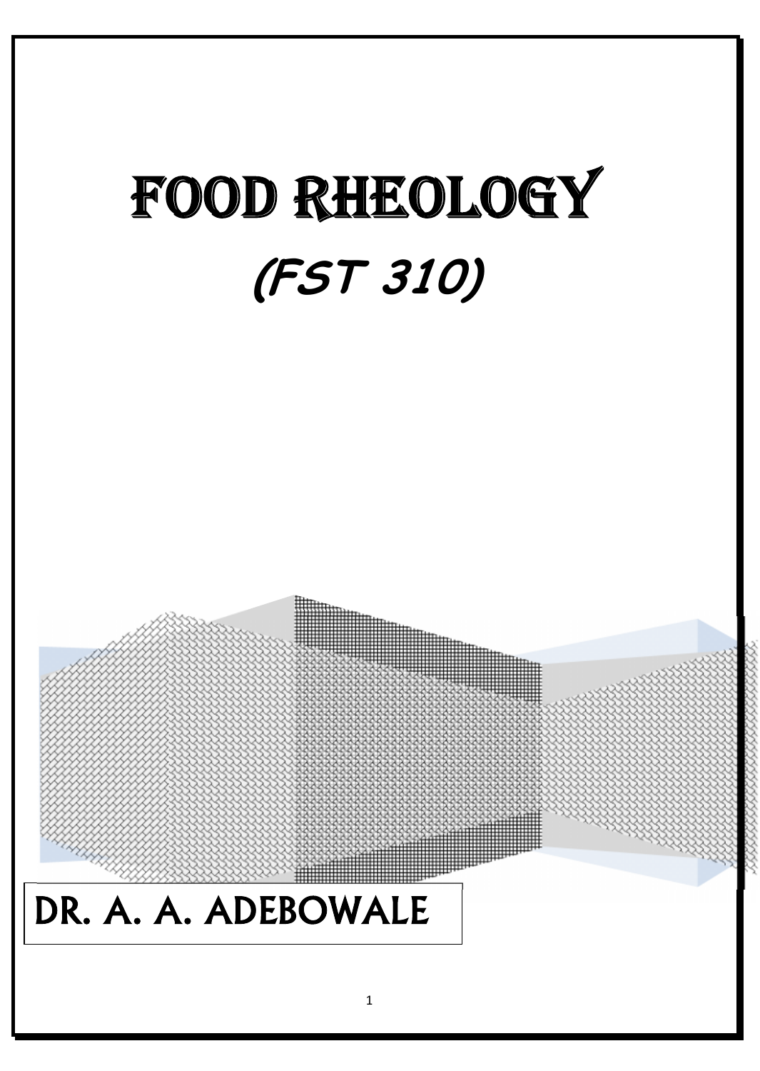# FOOD RHEOLOGY

## (FST 310)

DR. A. A. ADEBOWALE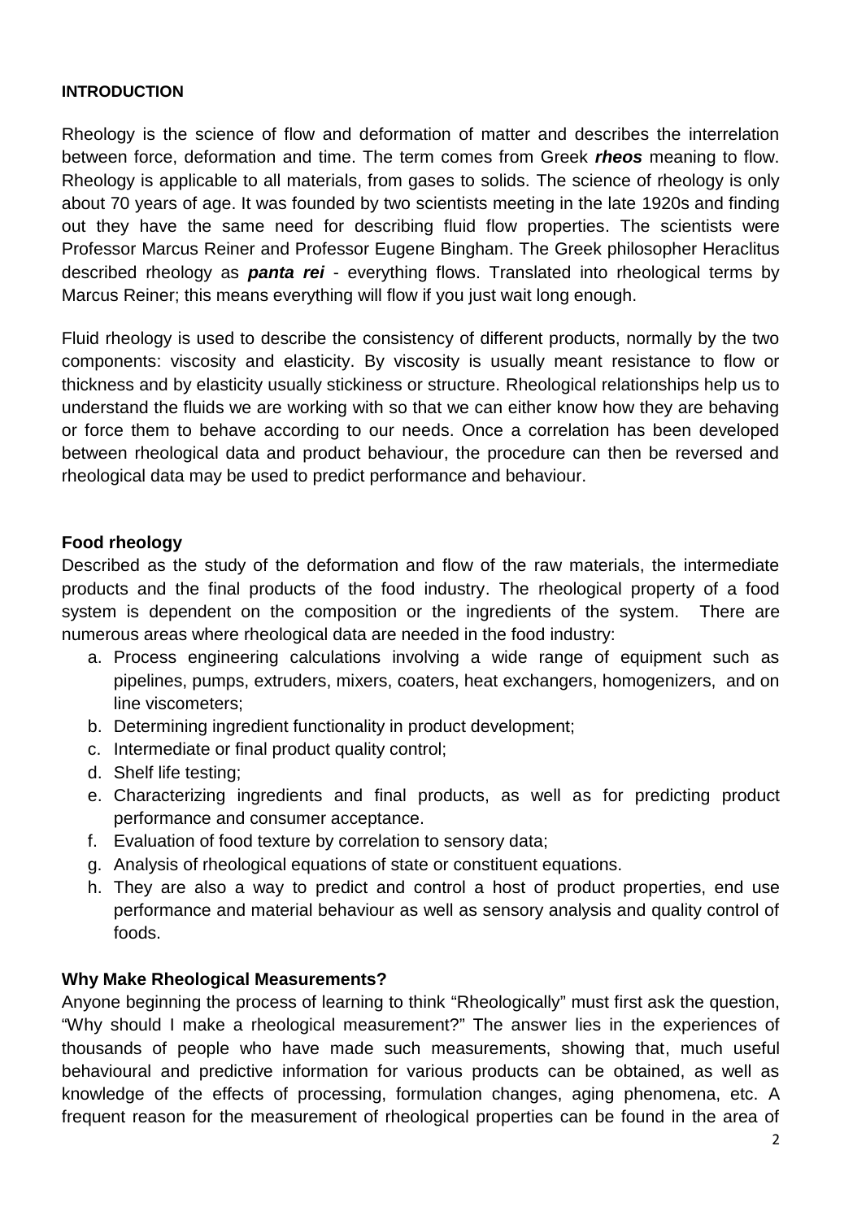**INTRODUCTION**

Rheology is the science of flow and deformation of matter and describes the interrelation between force, deformation and time. The term comes from Greek ***rheos*** meaning to flow. Rheology is applicable to all materials, from gases to solids. The science of rheology is only about 70 years of age. It was founded by two scientists meeting in the late 1920s and finding out they have the same need for describing fluid flow properties. The scientists were Professor Marcus Reiner and Professor Eugene Bingham. The Greek philosopher Heraclitus described rheology as ***panta rei*** - everything flows. Translated into rheological terms by Marcus Reiner; this means everything will flow if you just wait long enough.

Fluid rheology is used to describe the consistency of different products, normally by the two components: viscosity and elasticity. By viscosity is usually meant resistance to flow or thickness and by elasticity usually stickiness or structure. Rheological relationships help us to understand the fluids we are working with so that we can either know how they are behaving or force them to behave according to our needs. Once a correlation has been developed between rheological data and product behaviour, the procedure can then be reversed and rheological data may be used to predict performance and behaviour.

**Food rheology**

Described as the study of the deformation and flow of the raw materials, the intermediate products and the final products of the food industry. The rheological property of a food system is dependent on the composition or the ingredients of the system. There are numerous areas where rheological data are needed in the food industry:

a. Process engineering calculations involving a wide range of equipment such as pipelines, pumps, extruders, mixers, coaters, heat exchangers, homogenizers, and on line viscometers;
b. Determining ingredient functionality in product development;
c. Intermediate or final product quality control;
d. Shelf life testing;
e. Characterizing ingredients and final products, as well as for predicting product performance and consumer acceptance.
f. Evaluation of food texture by correlation to sensory data;
g. Analysis of rheological equations of state or constituent equations.
h. They are also a way to predict and control a host of product properties, end use performance and material behaviour as well as sensory analysis and quality control of foods.

**Why Make Rheological Measurements?**

Anyone beginning the process of learning to think "Rheologically" must first ask the question, "Why should I make a rheological measurement?" The answer lies in the experiences of thousands of people who have made such measurements, showing that, much useful behavioural and predictive information for various products can be obtained, as well as knowledge of the effects of processing, formulation changes, aging phenomena, etc. A frequent reason for the measurement of rheological properties can be found in the area of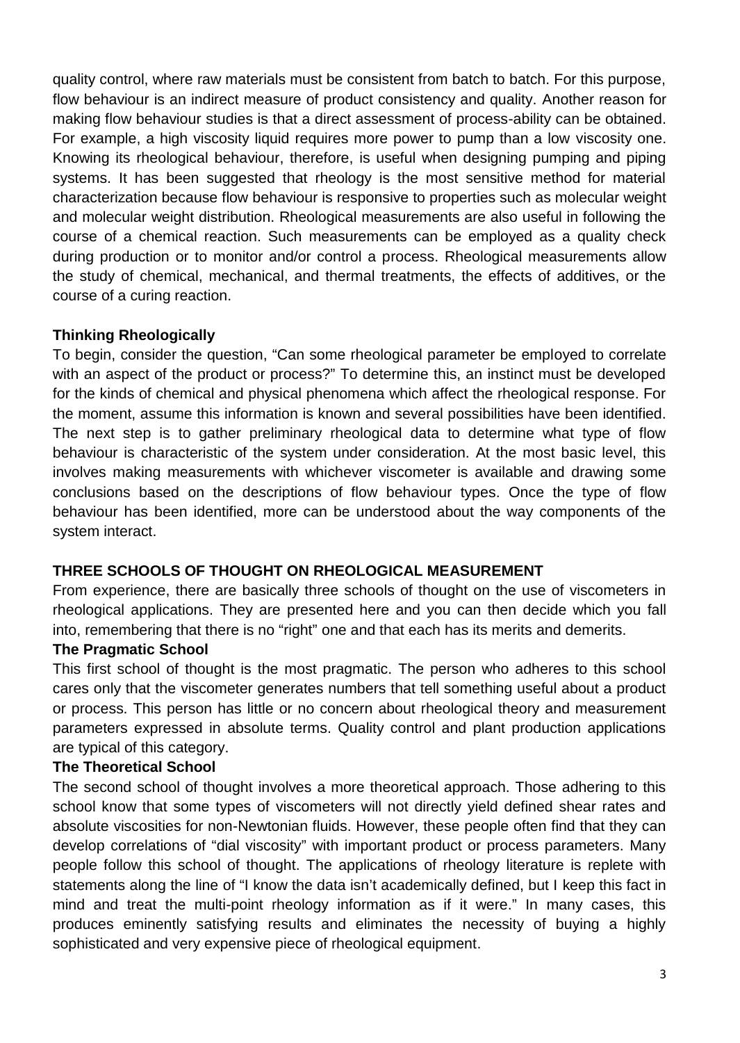quality control, where raw materials must be consistent from batch to batch. For this purpose, flow behaviour is an indirect measure of product consistency and quality. Another reason for making flow behaviour studies is that a direct assessment of process-ability can be obtained. For example, a high viscosity liquid requires more power to pump than a low viscosity one. Knowing its rheological behaviour, therefore, is useful when designing pumping and piping systems. It has been suggested that rheology is the most sensitive method for material characterization because flow behaviour is responsive to properties such as molecular weight and molecular weight distribution. Rheological measurements are also useful in following the course of a chemical reaction. Such measurements can be employed as a quality check during production or to monitor and/or control a process. Rheological measurements allow the study of chemical, mechanical, and thermal treatments, the effects of additives, or the course of a curing reaction.

### Thinking Rheologically

To begin, consider the question, "Can some rheological parameter be employed to correlate with an aspect of the product or process?" To determine this, an instinct must be developed for the kinds of chemical and physical phenomena which affect the rheological response. For the moment, assume this information is known and several possibilities have been identified. The next step is to gather preliminary rheological data to determine what type of flow behaviour is characteristic of the system under consideration. At the most basic level, this involves making measurements with whichever viscometer is available and drawing some conclusions based on the descriptions of flow behaviour types. Once the type of flow behaviour has been identified, more can be understood about the way components of the system interact.

## THREE SCHOOLS OF THOUGHT ON RHEOLOGICAL MEASUREMENT

From experience, there are basically three schools of thought on the use of viscometers in rheological applications. They are presented here and you can then decide which you fall into, remembering that there is no "right" one and that each has its merits and demerits.

### The Pragmatic School

This first school of thought is the most pragmatic. The person who adheres to this school cares only that the viscometer generates numbers that tell something useful about a product or process. This person has little or no concern about rheological theory and measurement parameters expressed in absolute terms. Quality control and plant production applications are typical of this category.

### The Theoretical School

The second school of thought involves a more theoretical approach. Those adhering to this school know that some types of viscometers will not directly yield defined shear rates and absolute viscosities for non-Newtonian fluids. However, these people often find that they can develop correlations of "dial viscosity" with important product or process parameters. Many people follow this school of thought. The applications of rheology literature is replete with statements along the line of "I know the data isn't academically defined, but I keep this fact in mind and treat the multi-point rheology information as if it were." In many cases, this produces eminently satisfying results and eliminates the necessity of buying a highly sophisticated and very expensive piece of rheological equipment.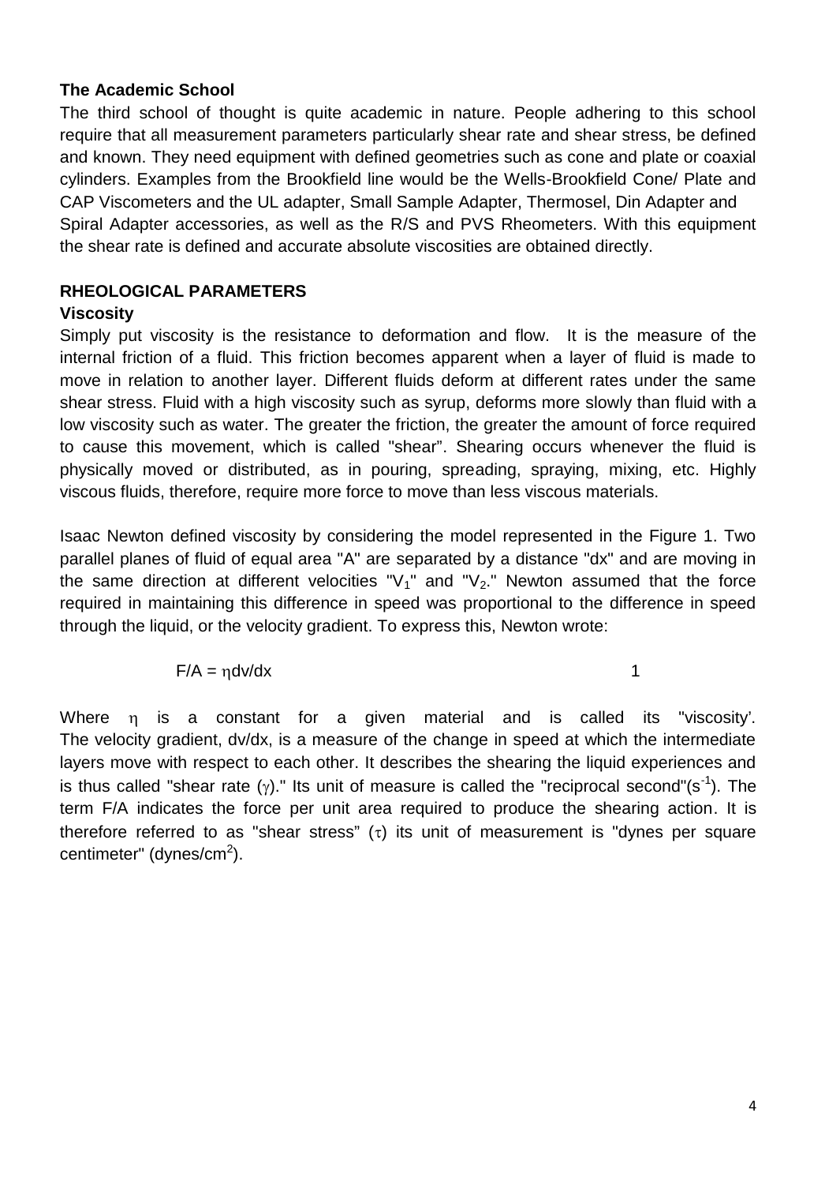**The Academic School**

The third school of thought is quite academic in nature. People adhering to this school require that all measurement parameters particularly shear rate and shear stress, be defined and known. They need equipment with defined geometries such as cone and plate or coaxial cylinders. Examples from the Brookfield line would be the Wells-Brookfield Cone/ Plate and CAP Viscometers and the UL adapter, Small Sample Adapter, Thermosel, Din Adapter and Spiral Adapter accessories, as well as the R/S and PVS Rheometers. With this equipment the shear rate is defined and accurate absolute viscosities are obtained directly.

## RHEOLOGICAL PARAMETERS

### Viscosity

Simply put viscosity is the resistance to deformation and flow. It is the measure of the internal friction of a fluid. This friction becomes apparent when a layer of fluid is made to move in relation to another layer. Different fluids deform at different rates under the same shear stress. Fluid with a high viscosity such as syrup, deforms more slowly than fluid with a low viscosity such as water. The greater the friction, the greater the amount of force required to cause this movement, which is called "shear". Shearing occurs whenever the fluid is physically moved or distributed, as in pouring, spreading, spraying, mixing, etc. Highly viscous fluids, therefore, require more force to move than less viscous materials.

Isaac Newton defined viscosity by considering the model represented in the Figure 1. Two parallel planes of fluid of equal area "A" are separated by a distance "dx" and are moving in the same direction at different velocities "$V_1$" and "$V_2$." Newton assumed that the force required in maintaining this difference in speed was proportional to the difference in speed through the liquid, or the velocity gradient. To express this, Newton wrote:

$$F/A = \eta dv/dx \qquad 1$$

Where $\eta$ is a constant for a given material and is called its "viscosity'. The velocity gradient, dv/dx, is a measure of the change in speed at which the intermediate layers move with respect to each other. It describes the shearing the liquid experiences and is thus called "shear rate ($\gamma$)." Its unit of measure is called the "reciprocal second"($s^{-1}$). The term F/A indicates the force per unit area required to produce the shearing action. It is therefore referred to as "shear stress" ($\tau$) its unit of measurement is "dynes per square centimeter" ($dynes/cm^2$).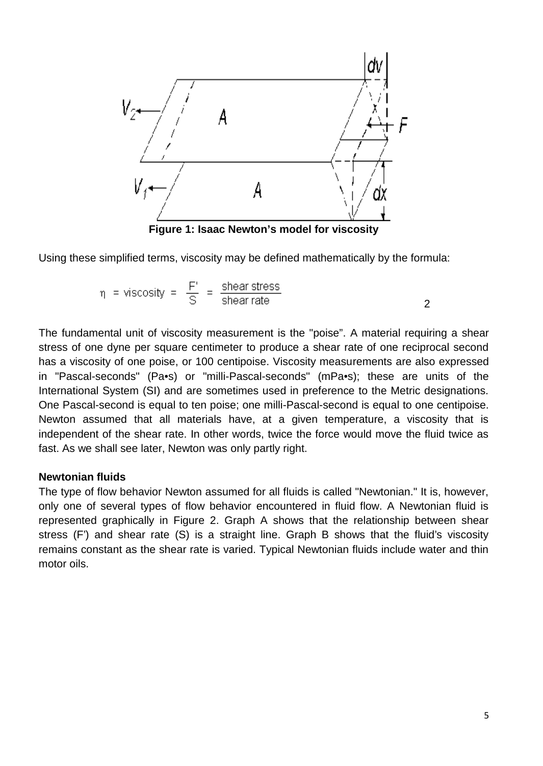Figure 1: Isaac Newton's model for viscosity

Using these simplified terms, viscosity may be defined mathematically by the formula:

$$\eta = \text{viscosity} = \frac{F'}{S} = \frac{\text{shear stress}}{\text{shear rate}} \qquad 2$$

The fundamental unit of viscosity measurement is the "poise". A material requiring a shear stress of one dyne per square centimeter to produce a shear rate of one reciprocal second has a viscosity of one poise, or 100 centipoise. Viscosity measurements are also expressed in "Pascal-seconds" (Pa•s) or "milli-Pascal-seconds" (mPa•s); these are units of the International System (SI) and are sometimes used in preference to the Metric designations. One Pascal-second is equal to ten poise; one milli-Pascal-second is equal to one centipoise. Newton assumed that all materials have, at a given temperature, a viscosity that is independent of the shear rate. In other words, twice the force would move the fluid twice as fast. As we shall see later, Newton was only partly right.

**Newtonian fluids**

The type of flow behavior Newton assumed for all fluids is called "Newtonian." It is, however, only one of several types of flow behavior encountered in fluid flow. A Newtonian fluid is represented graphically in Figure 2. Graph A shows that the relationship between shear stress (F') and shear rate (S) is a straight line. Graph B shows that the fluid's viscosity remains constant as the shear rate is varied. Typical Newtonian fluids include water and thin motor oils.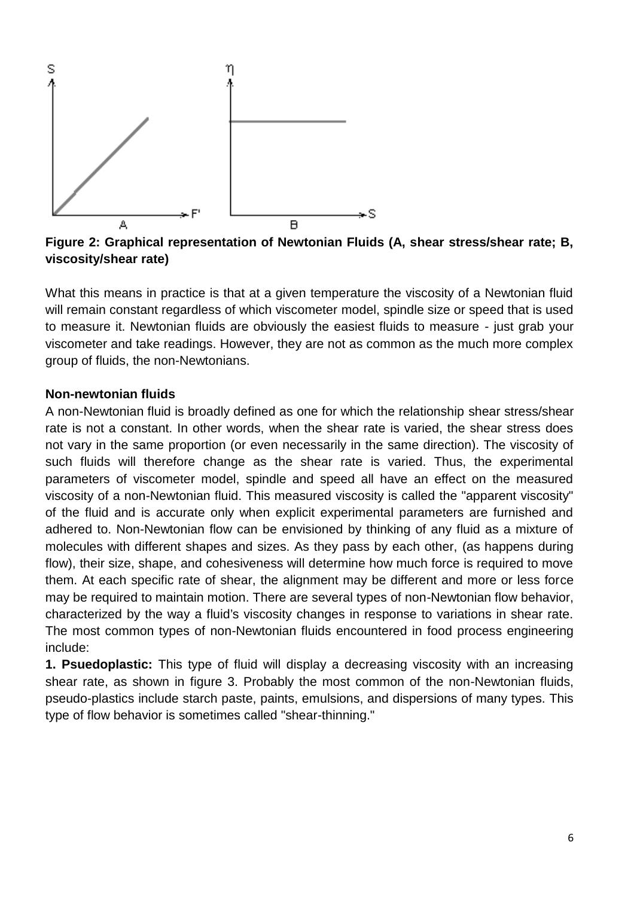**Figure 2: Graphical representation of Newtonian Fluids (A, shear stress/shear rate; B, viscosity/shear rate)**

What this means in practice is that at a given temperature the viscosity of a Newtonian fluid will remain constant regardless of which viscometer model, spindle size or speed that is used to measure it. Newtonian fluids are obviously the easiest fluids to measure - just grab your viscometer and take readings. However, they are not as common as the much more complex group of fluids, the non-Newtonians.

**Non-newtonian fluids**

A non-Newtonian fluid is broadly defined as one for which the relationship shear stress/shear rate is not a constant. In other words, when the shear rate is varied, the shear stress does not vary in the same proportion (or even necessarily in the same direction). The viscosity of such fluids will therefore change as the shear rate is varied. Thus, the experimental parameters of viscometer model, spindle and speed all have an effect on the measured viscosity of a non-Newtonian fluid. This measured viscosity is called the "apparent viscosity" of the fluid and is accurate only when explicit experimental parameters are furnished and adhered to. Non-Newtonian flow can be envisioned by thinking of any fluid as a mixture of molecules with different shapes and sizes. As they pass by each other, (as happens during flow), their size, shape, and cohesiveness will determine how much force is required to move them. At each specific rate of shear, the alignment may be different and more or less force may be required to maintain motion. There are several types of non-Newtonian flow behavior, characterized by the way a fluid's viscosity changes in response to variations in shear rate. The most common types of non-Newtonian fluids encountered in food process engineering include:

**1. Psuedoplastic:** This type of fluid will display a decreasing viscosity with an increasing shear rate, as shown in figure 3. Probably the most common of the non-Newtonian fluids, pseudo-plastics include starch paste, paints, emulsions, and dispersions of many types. This type of flow behavior is sometimes called "shear-thinning."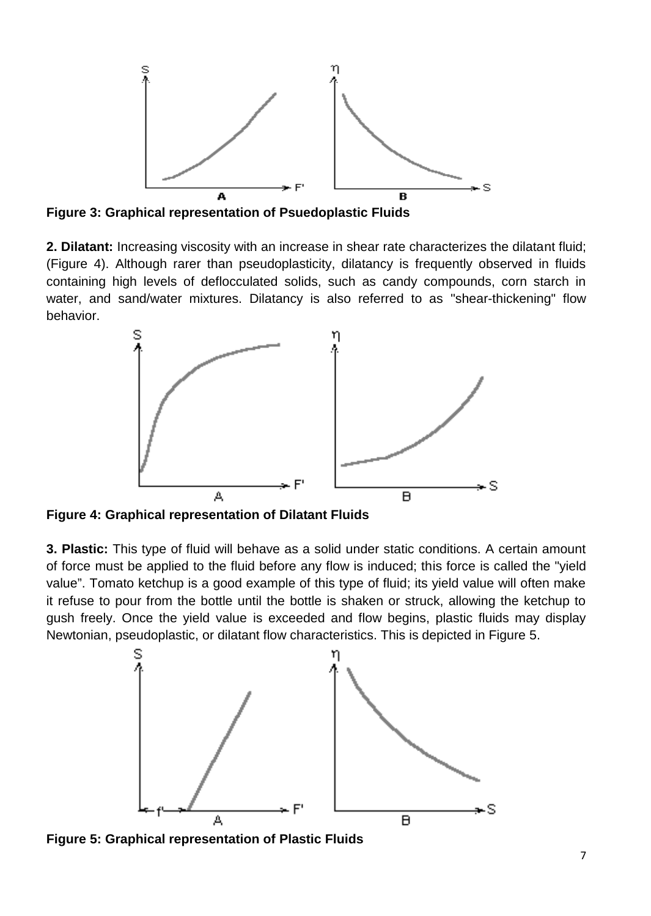**Figure 3: Graphical representation of Psuedoplastic Fluids**

**2. Dilatant:** Increasing viscosity with an increase in shear rate characterizes the dilatant fluid; (Figure 4). Although rarer than pseudoplasticity, dilatancy is frequently observed in fluids containing high levels of deflocculated solids, such as candy compounds, corn starch in water, and sand/water mixtures. Dilatancy is also referred to as "shear-thickening" flow behavior.

**Figure 4: Graphical representation of Dilatant Fluids**

**3. Plastic:** This type of fluid will behave as a solid under static conditions. A certain amount of force must be applied to the fluid before any flow is induced; this force is called the "yield value". Tomato ketchup is a good example of this type of fluid; its yield value will often make it refuse to pour from the bottle until the bottle is shaken or struck, allowing the ketchup to gush freely. Once the yield value is exceeded and flow begins, plastic fluids may display Newtonian, pseudoplastic, or dilatant flow characteristics. This is depicted in Figure 5.

**Figure 5: Graphical representation of Plastic Fluids**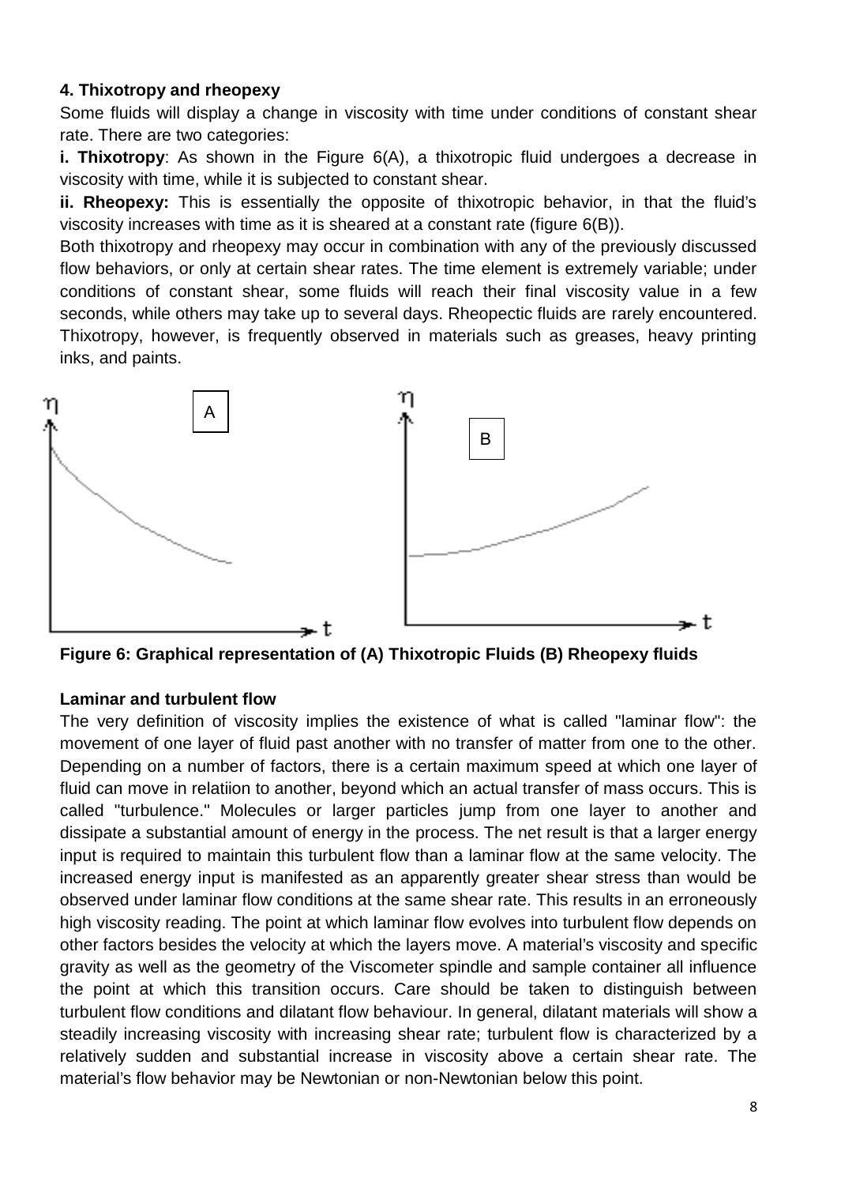**4. Thixotropy and rheopexy**

Some fluids will display a change in viscosity with time under conditions of constant shear rate. There are two categories:

**i. Thixotropy**: As shown in the Figure 6(A), a thixotropic fluid undergoes a decrease in viscosity with time, while it is subjected to constant shear.

**ii. Rheopexy:** This is essentially the opposite of thixotropic behavior, in that the fluid's viscosity increases with time as it is sheared at a constant rate (figure 6(B)).

Both thixotropy and rheopexy may occur in combination with any of the previously discussed flow behaviors, or only at certain shear rates. The time element is extremely variable; under conditions of constant shear, some fluids will reach their final viscosity value in a few seconds, while others may take up to several days. Rheopectic fluids are rarely encountered. Thixotropy, however, is frequently observed in materials such as greases, heavy printing inks, and paints.

η

A

t

η

B

t

**Figure 6: Graphical representation of (A) Thixotropic Fluids (B) Rheopexy fluids**

**Laminar and turbulent flow**

The very definition of viscosity implies the existence of what is called "laminar flow": the movement of one layer of fluid past another with no transfer of matter from one to the other. Depending on a number of factors, there is a certain maximum speed at which one layer of fluid can move in relatiion to another, beyond which an actual transfer of mass occurs. This is called "turbulence." Molecules or larger particles jump from one layer to another and dissipate a substantial amount of energy in the process. The net result is that a larger energy input is required to maintain this turbulent flow than a laminar flow at the same velocity. The increased energy input is manifested as an apparently greater shear stress than would be observed under laminar flow conditions at the same shear rate. This results in an erroneously high viscosity reading. The point at which laminar flow evolves into turbulent flow depends on other factors besides the velocity at which the layers move. A material's viscosity and specific gravity as well as the geometry of the Viscometer spindle and sample container all influence the point at which this transition occurs. Care should be taken to distinguish between turbulent flow conditions and dilatant flow behaviour. In general, dilatant materials will show a steadily increasing viscosity with increasing shear rate; turbulent flow is characterized by a relatively sudden and substantial increase in viscosity above a certain shear rate. The material's flow behavior may be Newtonian or non-Newtonian below this point.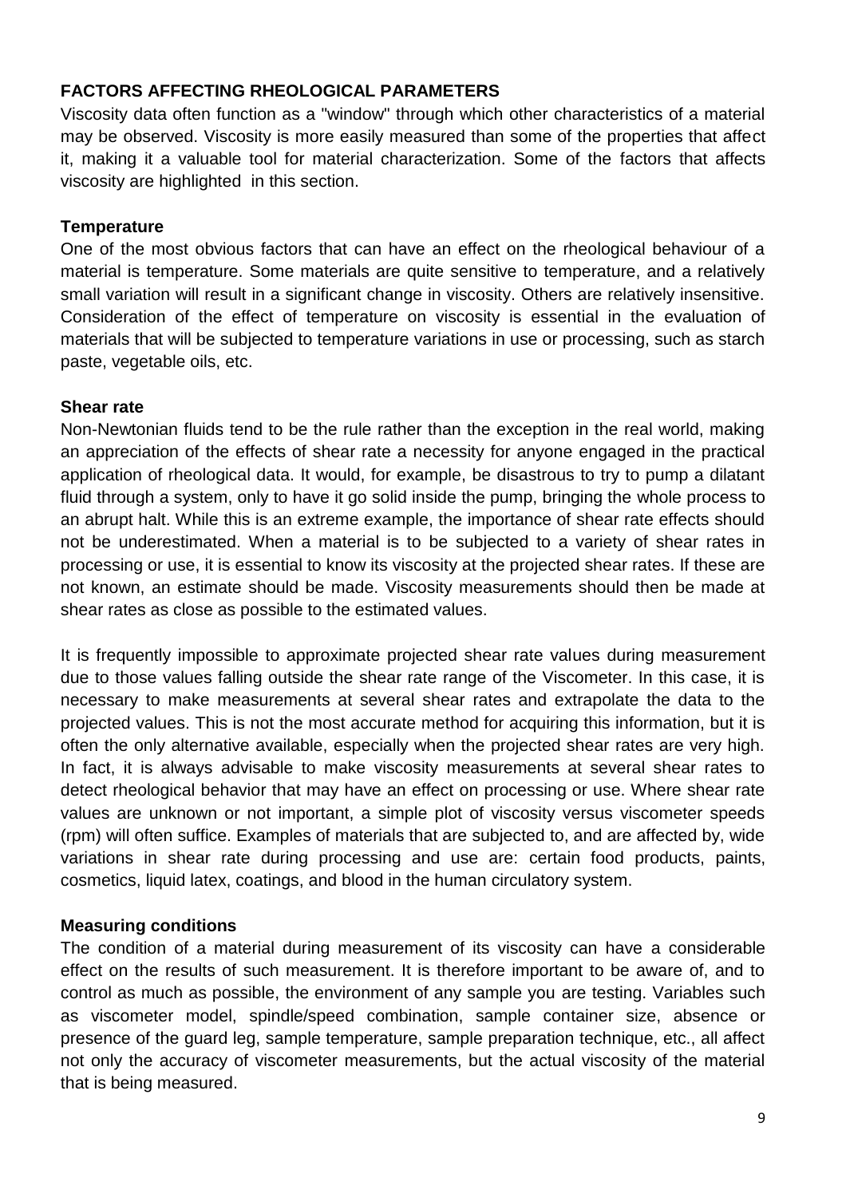## FACTORS AFFECTING RHEOLOGICAL PARAMETERS

Viscosity data often function as a "window" through which other characteristics of a material may be observed. Viscosity is more easily measured than some of the properties that affect it, making it a valuable tool for material characterization. Some of the factors that affects viscosity are highlighted in this section.

### Temperature

One of the most obvious factors that can have an effect on the rheological behaviour of a material is temperature. Some materials are quite sensitive to temperature, and a relatively small variation will result in a significant change in viscosity. Others are relatively insensitive. Consideration of the effect of temperature on viscosity is essential in the evaluation of materials that will be subjected to temperature variations in use or processing, such as starch paste, vegetable oils, etc.

### Shear rate

Non-Newtonian fluids tend to be the rule rather than the exception in the real world, making an appreciation of the effects of shear rate a necessity for anyone engaged in the practical application of rheological data. It would, for example, be disastrous to try to pump a dilatant fluid through a system, only to have it go solid inside the pump, bringing the whole process to an abrupt halt. While this is an extreme example, the importance of shear rate effects should not be underestimated. When a material is to be subjected to a variety of shear rates in processing or use, it is essential to know its viscosity at the projected shear rates. If these are not known, an estimate should be made. Viscosity measurements should then be made at shear rates as close as possible to the estimated values.

It is frequently impossible to approximate projected shear rate values during measurement due to those values falling outside the shear rate range of the Viscometer. In this case, it is necessary to make measurements at several shear rates and extrapolate the data to the projected values. This is not the most accurate method for acquiring this information, but it is often the only alternative available, especially when the projected shear rates are very high. In fact, it is always advisable to make viscosity measurements at several shear rates to detect rheological behavior that may have an effect on processing or use. Where shear rate values are unknown or not important, a simple plot of viscosity versus viscometer speeds (rpm) will often suffice. Examples of materials that are subjected to, and are affected by, wide variations in shear rate during processing and use are: certain food products, paints, cosmetics, liquid latex, coatings, and blood in the human circulatory system.

### Measuring conditions

The condition of a material during measurement of its viscosity can have a considerable effect on the results of such measurement. It is therefore important to be aware of, and to control as much as possible, the environment of any sample you are testing. Variables such as viscometer model, spindle/speed combination, sample container size, absence or presence of the guard leg, sample temperature, sample preparation technique, etc., all affect not only the accuracy of viscometer measurements, but the actual viscosity of the material that is being measured.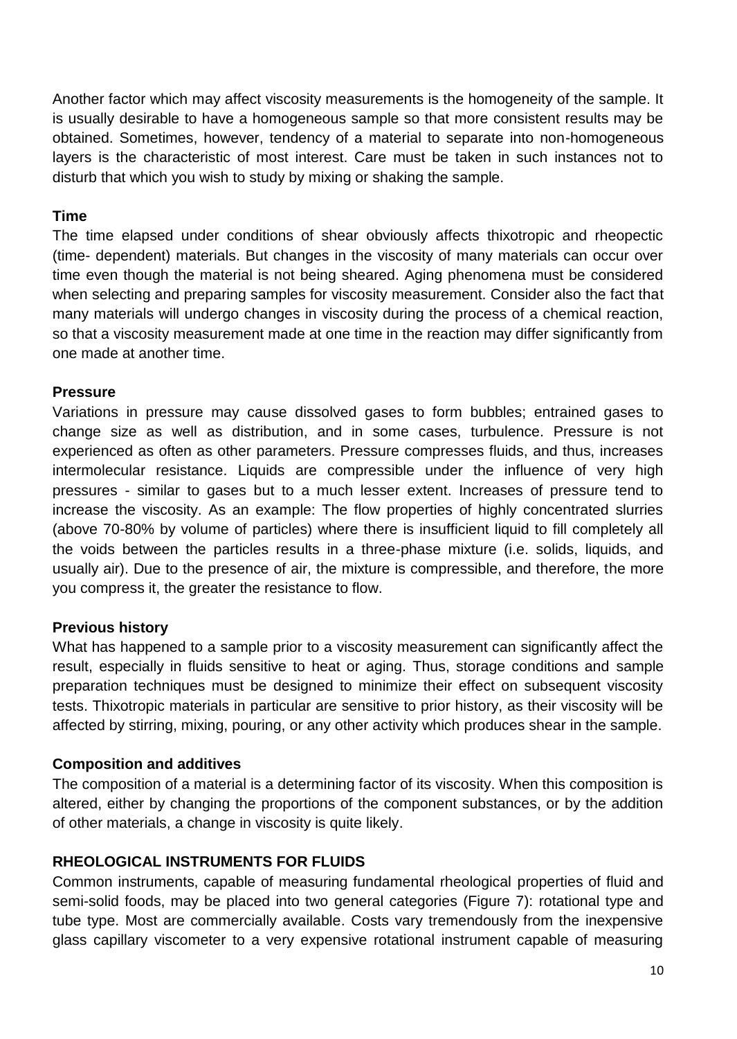Another factor which may affect viscosity measurements is the homogeneity of the sample. It is usually desirable to have a homogeneous sample so that more consistent results may be obtained. Sometimes, however, tendency of a material to separate into non-homogeneous layers is the characteristic of most interest. Care must be taken in such instances not to disturb that which you wish to study by mixing or shaking the sample.

**Time**

The time elapsed under conditions of shear obviously affects thixotropic and rheopectic (time- dependent) materials. But changes in the viscosity of many materials can occur over time even though the material is not being sheared. Aging phenomena must be considered when selecting and preparing samples for viscosity measurement. Consider also the fact that many materials will undergo changes in viscosity during the process of a chemical reaction, so that a viscosity measurement made at one time in the reaction may differ significantly from one made at another time.

**Pressure**

Variations in pressure may cause dissolved gases to form bubbles; entrained gases to change size as well as distribution, and in some cases, turbulence. Pressure is not experienced as often as other parameters. Pressure compresses fluids, and thus, increases intermolecular resistance. Liquids are compressible under the influence of very high pressures - similar to gases but to a much lesser extent. Increases of pressure tend to increase the viscosity. As an example: The flow properties of highly concentrated slurries (above 70-80% by volume of particles) where there is insufficient liquid to fill completely all the voids between the particles results in a three-phase mixture (i.e. solids, liquids, and usually air). Due to the presence of air, the mixture is compressible, and therefore, the more you compress it, the greater the resistance to flow.

**Previous history**

What has happened to a sample prior to a viscosity measurement can significantly affect the result, especially in fluids sensitive to heat or aging. Thus, storage conditions and sample preparation techniques must be designed to minimize their effect on subsequent viscosity tests. Thixotropic materials in particular are sensitive to prior history, as their viscosity will be affected by stirring, mixing, pouring, or any other activity which produces shear in the sample.

**Composition and additives**

The composition of a material is a determining factor of its viscosity. When this composition is altered, either by changing the proportions of the component substances, or by the addition of other materials, a change in viscosity is quite likely.

## RHEOLOGICAL INSTRUMENTS FOR FLUIDS

Common instruments, capable of measuring fundamental rheological properties of fluid and semi-solid foods, may be placed into two general categories (Figure 7): rotational type and tube type. Most are commercially available. Costs vary tremendously from the inexpensive glass capillary viscometer to a very expensive rotational instrument capable of measuring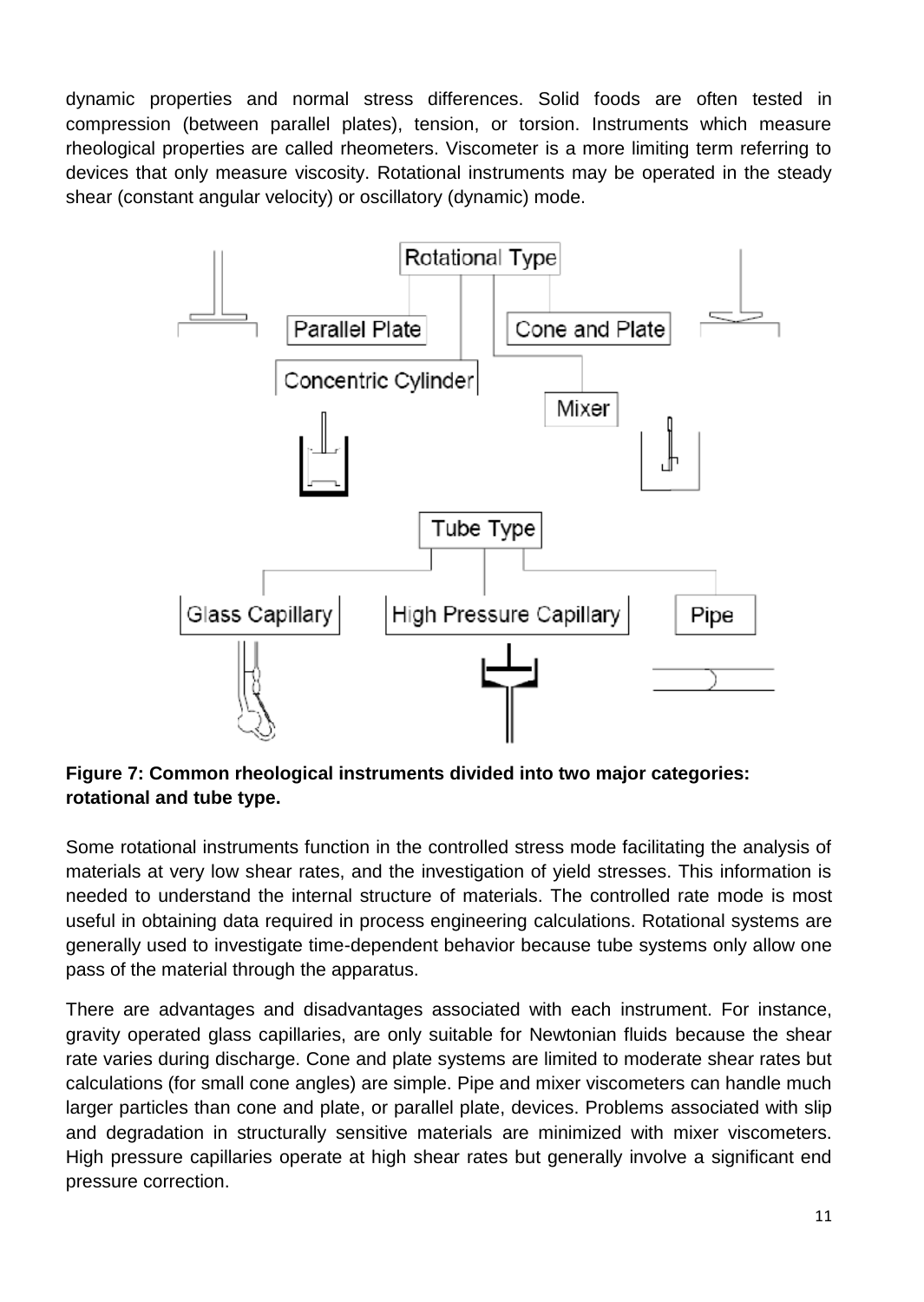dynamic properties and normal stress differences. Solid foods are often tested in compression (between parallel plates), tension, or torsion. Instruments which measure rheological properties are called rheometers. Viscometer is a more limiting term referring to devices that only measure viscosity. Rotational instruments may be operated in the steady shear (constant angular velocity) or oscillatory (dynamic) mode.

**Figure 7: Common rheological instruments divided into two major categories: rotational and tube type.**

Some rotational instruments function in the controlled stress mode facilitating the analysis of materials at very low shear rates, and the investigation of yield stresses. This information is needed to understand the internal structure of materials. The controlled rate mode is most useful in obtaining data required in process engineering calculations. Rotational systems are generally used to investigate time-dependent behavior because tube systems only allow one pass of the material through the apparatus.

There are advantages and disadvantages associated with each instrument. For instance, gravity operated glass capillaries, are only suitable for Newtonian fluids because the shear rate varies during discharge. Cone and plate systems are limited to moderate shear rates but calculations (for small cone angles) are simple. Pipe and mixer viscometers can handle much larger particles than cone and plate, or parallel plate, devices. Problems associated with slip and degradation in structurally sensitive materials are minimized with mixer viscometers. High pressure capillaries operate at high shear rates but generally involve a significant end pressure correction.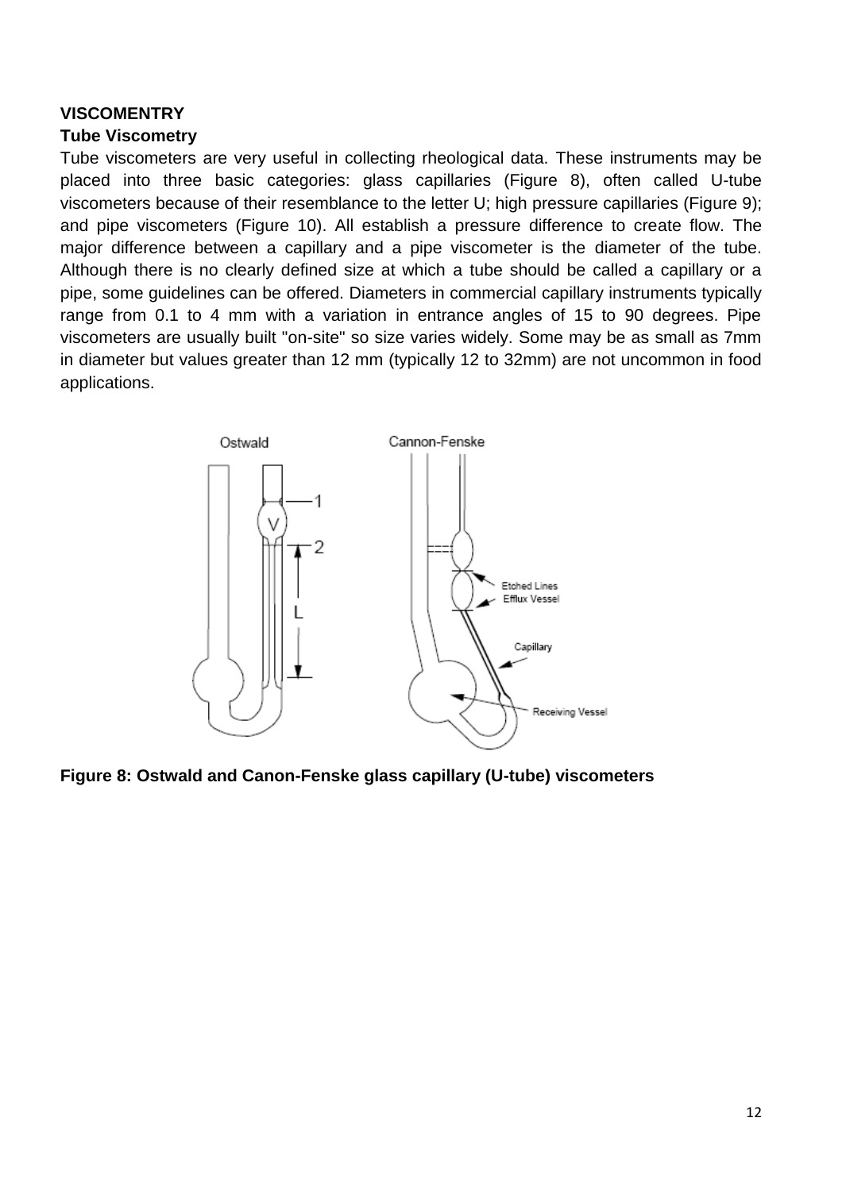**VISCOMENTRY**

**Tube Viscometry**

Tube viscometers are very useful in collecting rheological data. These instruments may be placed into three basic categories: glass capillaries (Figure 8), often called U-tube viscometers because of their resemblance to the letter U; high pressure capillaries (Figure 9); and pipe viscometers (Figure 10). All establish a pressure difference to create flow. The major difference between a capillary and a pipe viscometer is the diameter of the tube. Although there is no clearly defined size at which a tube should be called a capillary or a pipe, some guidelines can be offered. Diameters in commercial capillary instruments typically range from 0.1 to 4 mm with a variation in entrance angles of 15 to 90 degrees. Pipe viscometers are usually built "on-site" so size varies widely. Some may be as small as 7mm in diameter but values greater than 12 mm (typically 12 to 32mm) are not uncommon in food applications.

**Figure 8: Ostwald and Canon-Fenske glass capillary (U-tube) viscometers**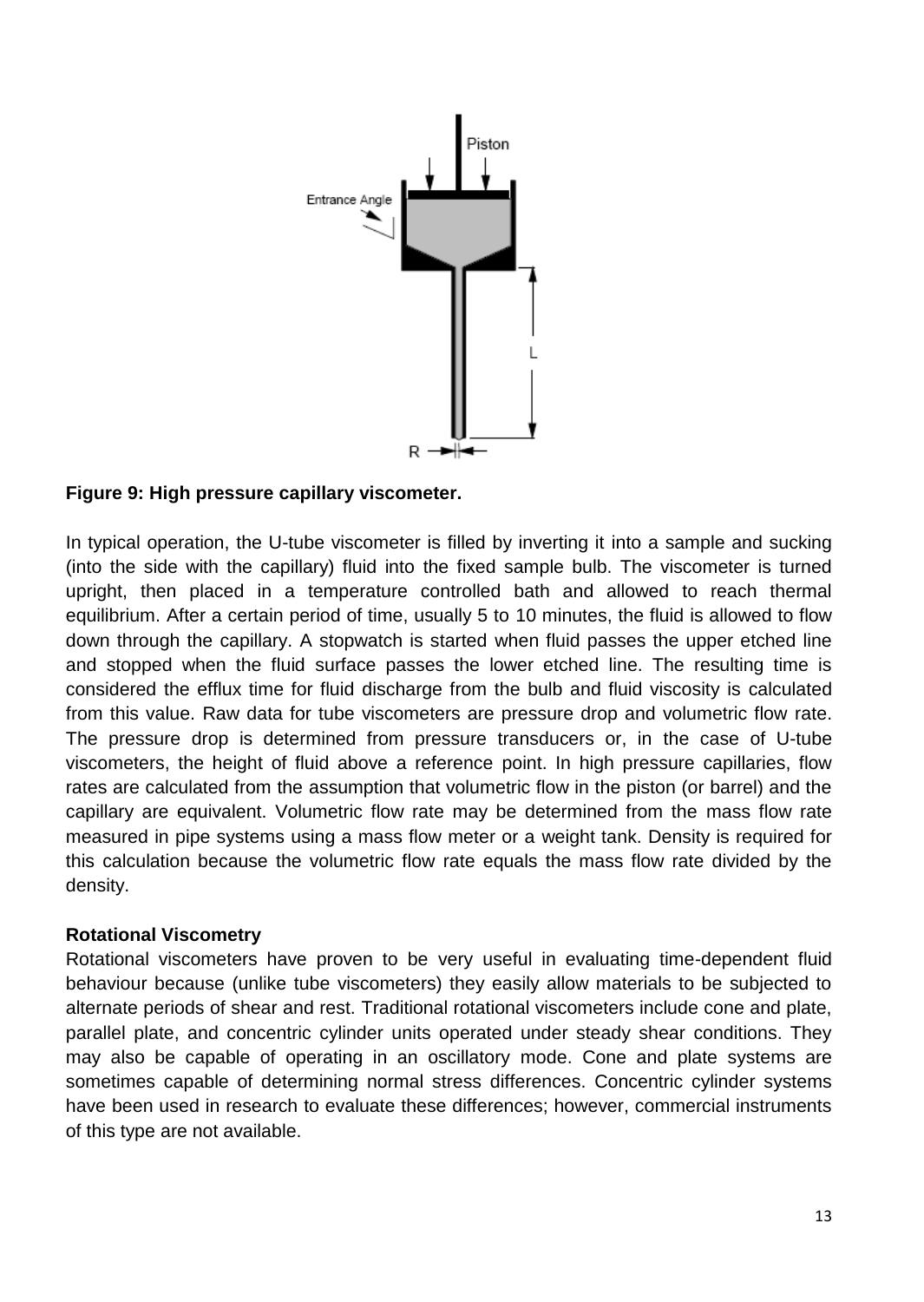**Figure 9: High pressure capillary viscometer.**

In typical operation, the U-tube viscometer is filled by inverting it into a sample and sucking (into the side with the capillary) fluid into the fixed sample bulb. The viscometer is turned upright, then placed in a temperature controlled bath and allowed to reach thermal equilibrium. After a certain period of time, usually 5 to 10 minutes, the fluid is allowed to flow down through the capillary. A stopwatch is started when fluid passes the upper etched line and stopped when the fluid surface passes the lower etched line. The resulting time is considered the efflux time for fluid discharge from the bulb and fluid viscosity is calculated from this value. Raw data for tube viscometers are pressure drop and volumetric flow rate. The pressure drop is determined from pressure transducers or, in the case of U-tube viscometers, the height of fluid above a reference point. In high pressure capillaries, flow rates are calculated from the assumption that volumetric flow in the piston (or barrel) and the capillary are equivalent. Volumetric flow rate may be determined from the mass flow rate measured in pipe systems using a mass flow meter or a weight tank. Density is required for this calculation because the volumetric flow rate equals the mass flow rate divided by the density.

**Rotational Viscometry**

Rotational viscometers have proven to be very useful in evaluating time-dependent fluid behaviour because (unlike tube viscometers) they easily allow materials to be subjected to alternate periods of shear and rest. Traditional rotational viscometers include cone and plate, parallel plate, and concentric cylinder units operated under steady shear conditions. They may also be capable of operating in an oscillatory mode. Cone and plate systems are sometimes capable of determining normal stress differences. Concentric cylinder systems have been used in research to evaluate these differences; however, commercial instruments of this type are not available.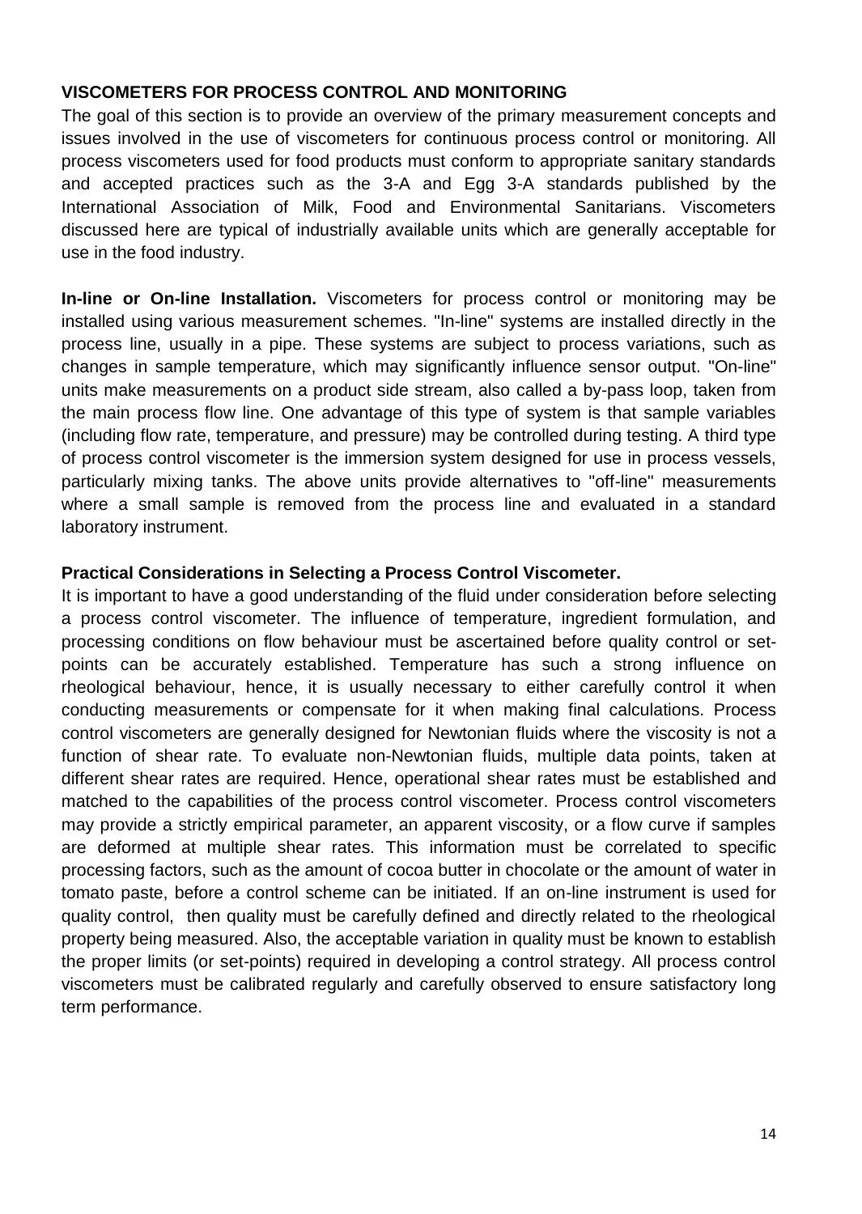## VISCOMETERS FOR PROCESS CONTROL AND MONITORING

The goal of this section is to provide an overview of the primary measurement concepts and issues involved in the use of viscometers for continuous process control or monitoring. All process viscometers used for food products must conform to appropriate sanitary standards and accepted practices such as the 3-A and Egg 3-A standards published by the International Association of Milk, Food and Environmental Sanitarians. Viscometers discussed here are typical of industrially available units which are generally acceptable for use in the food industry.

**In-line or On-line Installation.** Viscometers for process control or monitoring may be installed using various measurement schemes. "In-line" systems are installed directly in the process line, usually in a pipe. These systems are subject to process variations, such as changes in sample temperature, which may significantly influence sensor output. "On-line" units make measurements on a product side stream, also called a by-pass loop, taken from the main process flow line. One advantage of this type of system is that sample variables (including flow rate, temperature, and pressure) may be controlled during testing. A third type of process control viscometer is the immersion system designed for use in process vessels, particularly mixing tanks. The above units provide alternatives to "off-line" measurements where a small sample is removed from the process line and evaluated in a standard laboratory instrument.

**Practical Considerations in Selecting a Process Control Viscometer.**

It is important to have a good understanding of the fluid under consideration before selecting a process control viscometer. The influence of temperature, ingredient formulation, and processing conditions on flow behaviour must be ascertained before quality control or set-points can be accurately established. Temperature has such a strong influence on rheological behaviour, hence, it is usually necessary to either carefully control it when conducting measurements or compensate for it when making final calculations. Process control viscometers are generally designed for Newtonian fluids where the viscosity is not a function of shear rate. To evaluate non-Newtonian fluids, multiple data points, taken at different shear rates are required. Hence, operational shear rates must be established and matched to the capabilities of the process control viscometer. Process control viscometers may provide a strictly empirical parameter, an apparent viscosity, or a flow curve if samples are deformed at multiple shear rates. This information must be correlated to specific processing factors, such as the amount of cocoa butter in chocolate or the amount of water in tomato paste, before a control scheme can be initiated. If an on-line instrument is used for quality control, then quality must be carefully defined and directly related to the rheological property being measured. Also, the acceptable variation in quality must be known to establish the proper limits (or set-points) required in developing a control strategy. All process control viscometers must be calibrated regularly and carefully observed to ensure satisfactory long term performance.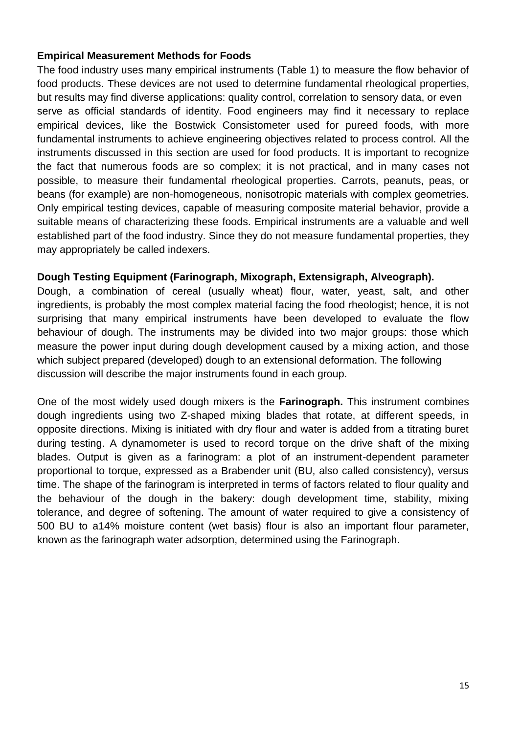**Empirical Measurement Methods for Foods**

The food industry uses many empirical instruments (Table 1) to measure the flow behavior of food products. These devices are not used to determine fundamental rheological properties, but results may find diverse applications: quality control, correlation to sensory data, or even serve as official standards of identity. Food engineers may find it necessary to replace empirical devices, like the Bostwick Consistometer used for pureed foods, with more fundamental instruments to achieve engineering objectives related to process control. All the instruments discussed in this section are used for food products. It is important to recognize the fact that numerous foods are so complex; it is not practical, and in many cases not possible, to measure their fundamental rheological properties. Carrots, peanuts, peas, or beans (for example) are non-homogeneous, nonisotropic materials with complex geometries. Only empirical testing devices, capable of measuring composite material behavior, provide a suitable means of characterizing these foods. Empirical instruments are a valuable and well established part of the food industry. Since they do not measure fundamental properties, they may appropriately be called indexers.

**Dough Testing Equipment (Farinograph, Mixograph, Extensigraph, Alveograph).**

Dough, a combination of cereal (usually wheat) flour, water, yeast, salt, and other ingredients, is probably the most complex material facing the food rheologist; hence, it is not surprising that many empirical instruments have been developed to evaluate the flow behaviour of dough. The instruments may be divided into two major groups: those which measure the power input during dough development caused by a mixing action, and those which subject prepared (developed) dough to an extensional deformation. The following discussion will describe the major instruments found in each group.

One of the most widely used dough mixers is the **Farinograph.** This instrument combines dough ingredients using two Z-shaped mixing blades that rotate, at different speeds, in opposite directions. Mixing is initiated with dry flour and water is added from a titrating buret during testing. A dynamometer is used to record torque on the drive shaft of the mixing blades. Output is given as a farinogram: a plot of an instrument-dependent parameter proportional to torque, expressed as a Brabender unit (BU, also called consistency), versus time. The shape of the farinogram is interpreted in terms of factors related to flour quality and the behaviour of the dough in the bakery: dough development time, stability, mixing tolerance, and degree of softening. The amount of water required to give a consistency of 500 BU to a14% moisture content (wet basis) flour is also an important flour parameter, known as the farinograph water adsorption, determined using the Farinograph.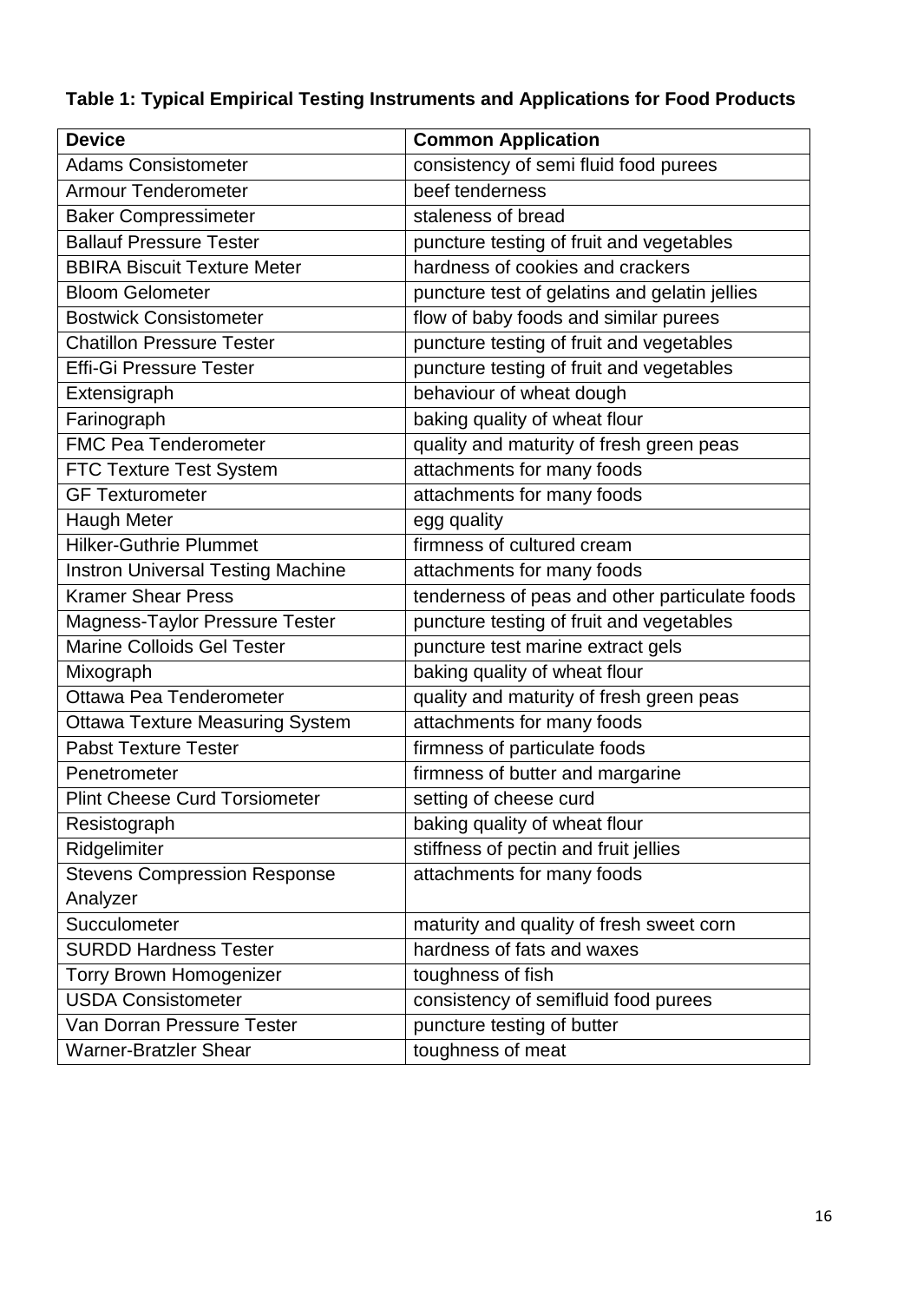**Table 1: Typical Empirical Testing Instruments and Applications for Food Products**

| Device | Common Application |
|---|---|
| Adams Consistometer | consistency of semi fluid food purees |
| Armour Tenderometer | beef tenderness |
| Baker Compressimeter | staleness of bread |
| Ballauf Pressure Tester | puncture testing of fruit and vegetables |
| BBIRA Biscuit Texture Meter | hardness of cookies and crackers |
| Bloom Gelometer | puncture test of gelatins and gelatin jellies |
| Bostwick Consistometer | flow of baby foods and similar purees |
| Chatillon Pressure Tester | puncture testing of fruit and vegetables |
| Effi-Gi Pressure Tester | puncture testing of fruit and vegetables |
| Extensigraph | behaviour of wheat dough |
| Farinograph | baking quality of wheat flour |
| FMC Pea Tenderometer | quality and maturity of fresh green peas |
| FTC Texture Test System | attachments for many foods |
| GF Texturometer | attachments for many foods |
| Haugh Meter | egg quality |
| Hilker-Guthrie Plummet | firmness of cultured cream |
| Instron Universal Testing Machine | attachments for many foods |
| Kramer Shear Press | tenderness of peas and other particulate foods |
| Magness-Taylor Pressure Tester | puncture testing of fruit and vegetables |
| Marine Colloids Gel Tester | puncture test marine extract gels |
| Mixograph | baking quality of wheat flour |
| Ottawa Pea Tenderometer | quality and maturity of fresh green peas |
| Ottawa Texture Measuring System | attachments for many foods |
| Pabst Texture Tester | firmness of particulate foods |
| Penetrometer | firmness of butter and margarine |
| Plint Cheese Curd Torsiometer | setting of cheese curd |
| Resistograph | baking quality of wheat flour |
| Ridgelimiter | stiffness of pectin and fruit jellies |
| Stevens Compression Response Analyzer | attachments for many foods |
| Succulometer | maturity and quality of fresh sweet corn |
| SURDD Hardness Tester | hardness of fats and waxes |
| Torry Brown Homogenizer | toughness of fish |
| USDA Consistometer | consistency of semifluid food purees |
| Van Dorran Pressure Tester | puncture testing of butter |
| Warner-Bratzler Shear | toughness of meat |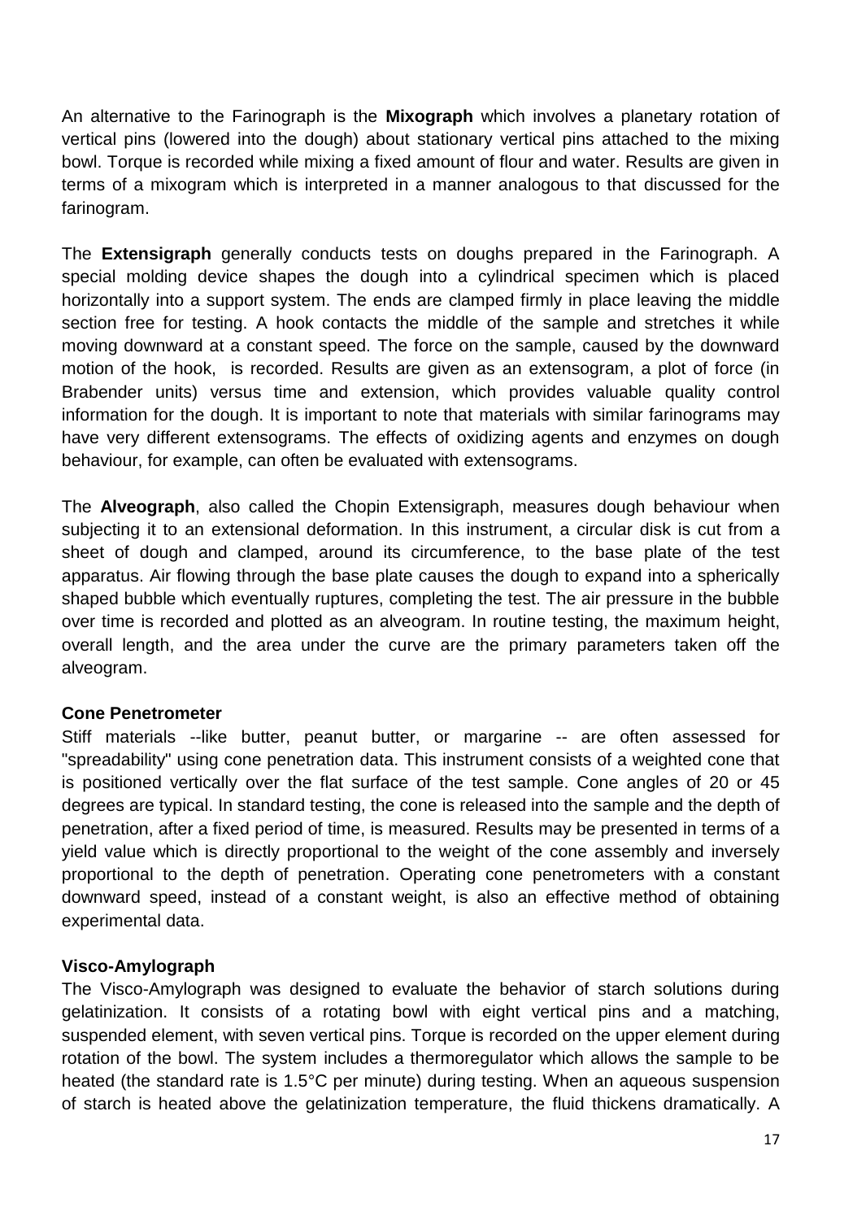An alternative to the Farinograph is the **Mixograph** which involves a planetary rotation of vertical pins (lowered into the dough) about stationary vertical pins attached to the mixing bowl. Torque is recorded while mixing a fixed amount of flour and water. Results are given in terms of a mixogram which is interpreted in a manner analogous to that discussed for the farinogram.

The **Extensigraph** generally conducts tests on doughs prepared in the Farinograph. A special molding device shapes the dough into a cylindrical specimen which is placed horizontally into a support system. The ends are clamped firmly in place leaving the middle section free for testing. A hook contacts the middle of the sample and stretches it while moving downward at a constant speed. The force on the sample, caused by the downward motion of the hook, is recorded. Results are given as an extensogram, a plot of force (in Brabender units) versus time and extension, which provides valuable quality control information for the dough. It is important to note that materials with similar farinograms may have very different extensograms. The effects of oxidizing agents and enzymes on dough behaviour, for example, can often be evaluated with extensograms.

The **Alveograph**, also called the Chopin Extensigraph, measures dough behaviour when subjecting it to an extensional deformation. In this instrument, a circular disk is cut from a sheet of dough and clamped, around its circumference, to the base plate of the test apparatus. Air flowing through the base plate causes the dough to expand into a spherically shaped bubble which eventually ruptures, completing the test. The air pressure in the bubble over time is recorded and plotted as an alveogram. In routine testing, the maximum height, overall length, and the area under the curve are the primary parameters taken off the alveogram.

**Cone Penetrometer**

Stiff materials --like butter, peanut butter, or margarine -- are often assessed for "spreadability" using cone penetration data. This instrument consists of a weighted cone that is positioned vertically over the flat surface of the test sample. Cone angles of 20 or 45 degrees are typical. In standard testing, the cone is released into the sample and the depth of penetration, after a fixed period of time, is measured. Results may be presented in terms of a yield value which is directly proportional to the weight of the cone assembly and inversely proportional to the depth of penetration. Operating cone penetrometers with a constant downward speed, instead of a constant weight, is also an effective method of obtaining experimental data.

**Visco-Amylograph**

The Visco-Amylograph was designed to evaluate the behavior of starch solutions during gelatinization. It consists of a rotating bowl with eight vertical pins and a matching, suspended element, with seven vertical pins. Torque is recorded on the upper element during rotation of the bowl. The system includes a thermoregulator which allows the sample to be heated (the standard rate is 1.5°C per minute) during testing. When an aqueous suspension of starch is heated above the gelatinization temperature, the fluid thickens dramatically. A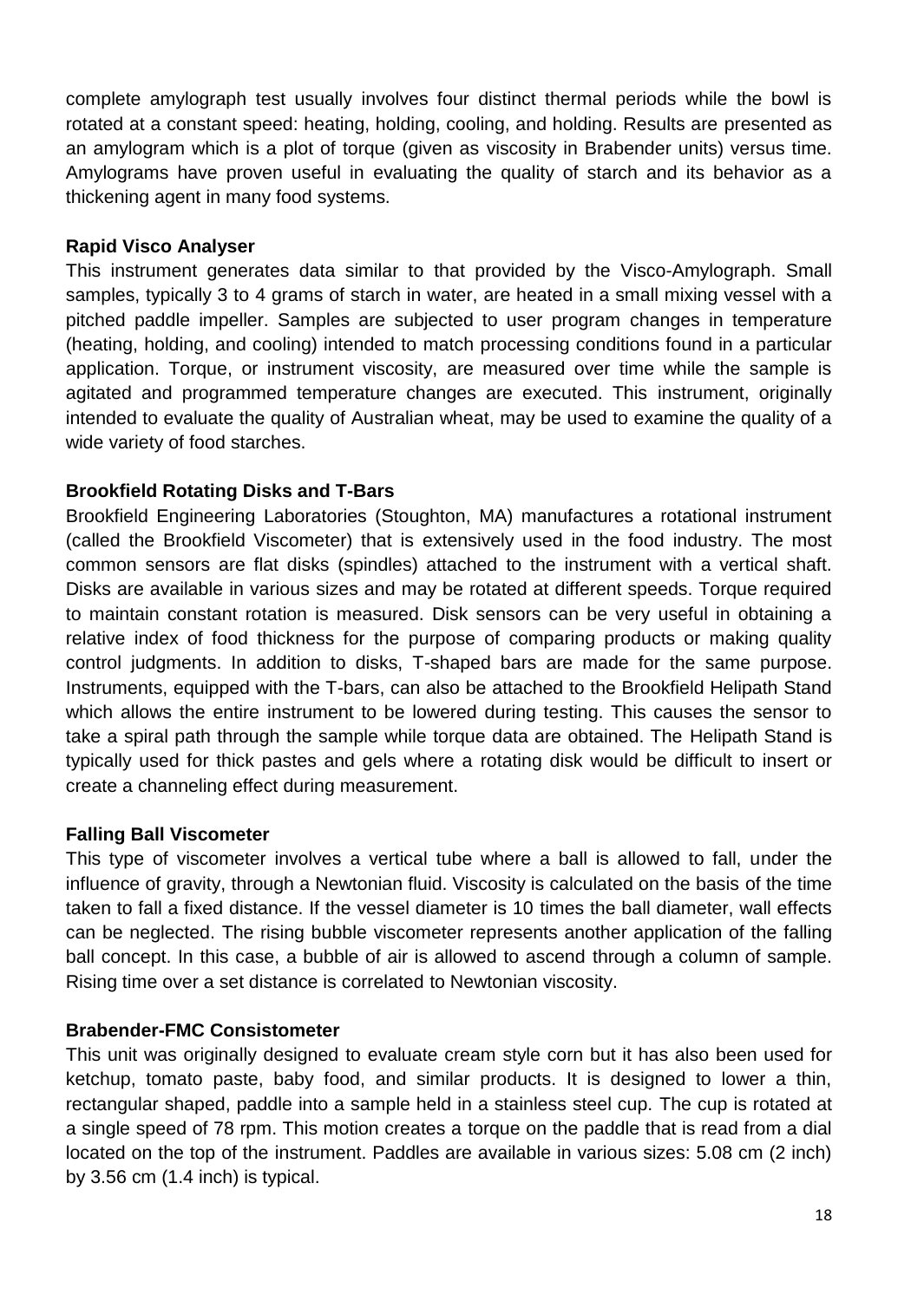complete amylograph test usually involves four distinct thermal periods while the bowl is rotated at a constant speed: heating, holding, cooling, and holding. Results are presented as an amylogram which is a plot of torque (given as viscosity in Brabender units) versus time. Amylograms have proven useful in evaluating the quality of starch and its behavior as a thickening agent in many food systems.

**Rapid Visco Analyser**

This instrument generates data similar to that provided by the Visco-Amylograph. Small samples, typically 3 to 4 grams of starch in water, are heated in a small mixing vessel with a pitched paddle impeller. Samples are subjected to user program changes in temperature (heating, holding, and cooling) intended to match processing conditions found in a particular application. Torque, or instrument viscosity, are measured over time while the sample is agitated and programmed temperature changes are executed. This instrument, originally intended to evaluate the quality of Australian wheat, may be used to examine the quality of a wide variety of food starches.

**Brookfield Rotating Disks and T-Bars**

Brookfield Engineering Laboratories (Stoughton, MA) manufactures a rotational instrument (called the Brookfield Viscometer) that is extensively used in the food industry. The most common sensors are flat disks (spindles) attached to the instrument with a vertical shaft. Disks are available in various sizes and may be rotated at different speeds. Torque required to maintain constant rotation is measured. Disk sensors can be very useful in obtaining a relative index of food thickness for the purpose of comparing products or making quality control judgments. In addition to disks, T-shaped bars are made for the same purpose. Instruments, equipped with the T-bars, can also be attached to the Brookfield Helipath Stand which allows the entire instrument to be lowered during testing. This causes the sensor to take a spiral path through the sample while torque data are obtained. The Helipath Stand is typically used for thick pastes and gels where a rotating disk would be difficult to insert or create a channeling effect during measurement.

**Falling Ball Viscometer**

This type of viscometer involves a vertical tube where a ball is allowed to fall, under the influence of gravity, through a Newtonian fluid. Viscosity is calculated on the basis of the time taken to fall a fixed distance. If the vessel diameter is 10 times the ball diameter, wall effects can be neglected. The rising bubble viscometer represents another application of the falling ball concept. In this case, a bubble of air is allowed to ascend through a column of sample. Rising time over a set distance is correlated to Newtonian viscosity.

**Brabender-FMC Consistometer**

This unit was originally designed to evaluate cream style corn but it has also been used for ketchup, tomato paste, baby food, and similar products. It is designed to lower a thin, rectangular shaped, paddle into a sample held in a stainless steel cup. The cup is rotated at a single speed of 78 rpm. This motion creates a torque on the paddle that is read from a dial located on the top of the instrument. Paddles are available in various sizes: 5.08 cm (2 inch) by 3.56 cm (1.4 inch) is typical.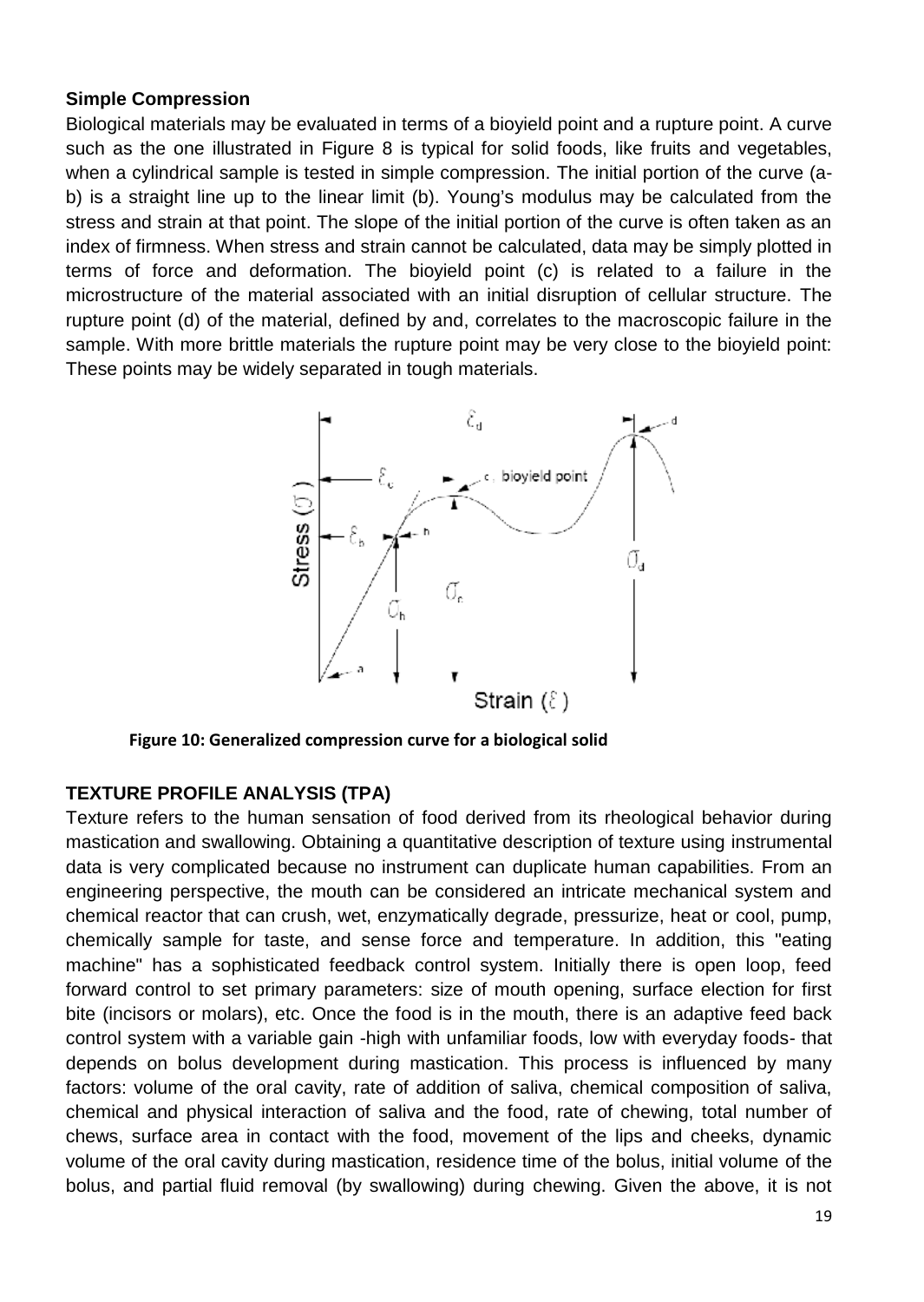**Simple Compression**

Biological materials may be evaluated in terms of a bioyield point and a rupture point. A curve such as the one illustrated in Figure 8 is typical for solid foods, like fruits and vegetables, when a cylindrical sample is tested in simple compression. The initial portion of the curve (a-b) is a straight line up to the linear limit (b). Young's modulus may be calculated from the stress and strain at that point. The slope of the initial portion of the curve is often taken as an index of firmness. When stress and strain cannot be calculated, data may be simply plotted in terms of force and deformation. The bioyield point (c) is related to a failure in the microstructure of the material associated with an initial disruption of cellular structure. The rupture point (d) of the material, defined by and, correlates to the macroscopic failure in the sample. With more brittle materials the rupture point may be very close to the bioyield point: These points may be widely separated in tough materials.

**Figure 10: Generalized compression curve for a biological solid**

**TEXTURE PROFILE ANALYSIS (TPA)**

Texture refers to the human sensation of food derived from its rheological behavior during mastication and swallowing. Obtaining a quantitative description of texture using instrumental data is very complicated because no instrument can duplicate human capabilities. From an engineering perspective, the mouth can be considered an intricate mechanical system and chemical reactor that can crush, wet, enzymatically degrade, pressurize, heat or cool, pump, chemically sample for taste, and sense force and temperature. In addition, this "eating machine" has a sophisticated feedback control system. Initially there is open loop, feed forward control to set primary parameters: size of mouth opening, surface election for first bite (incisors or molars), etc. Once the food is in the mouth, there is an adaptive feed back control system with a variable gain -high with unfamiliar foods, low with everyday foods- that depends on bolus development during mastication. This process is influenced by many factors: volume of the oral cavity, rate of addition of saliva, chemical composition of saliva, chemical and physical interaction of saliva and the food, rate of chewing, total number of chews, surface area in contact with the food, movement of the lips and cheeks, dynamic volume of the oral cavity during mastication, residence time of the bolus, initial volume of the bolus, and partial fluid removal (by swallowing) during chewing. Given the above, it is not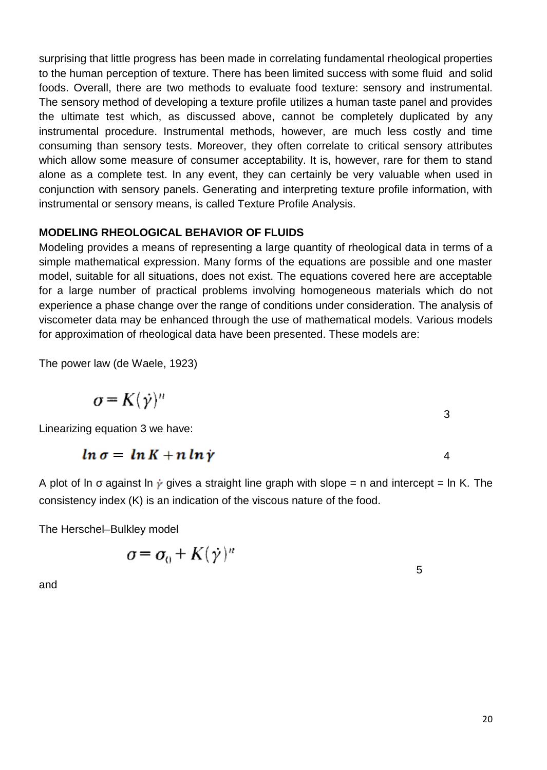surprising that little progress has been made in correlating fundamental rheological properties to the human perception of texture. There has been limited success with some fluid and solid foods. Overall, there are two methods to evaluate food texture: sensory and instrumental. The sensory method of developing a texture profile utilizes a human taste panel and provides the ultimate test which, as discussed above, cannot be completely duplicated by any instrumental procedure. Instrumental methods, however, are much less costly and time consuming than sensory tests. Moreover, they often correlate to critical sensory attributes which allow some measure of consumer acceptability. It is, however, rare for them to stand alone as a complete test. In any event, they can certainly be very valuable when used in conjunction with sensory panels. Generating and interpreting texture profile information, with instrumental or sensory means, is called Texture Profile Analysis.

**MODELING RHEOLOGICAL BEHAVIOR OF FLUIDS**

Modeling provides a means of representing a large quantity of rheological data in terms of a simple mathematical expression. Many forms of the equations are possible and one master model, suitable for all situations, does not exist. The equations covered here are acceptable for a large number of practical problems involving homogeneous materials which do not experience a phase change over the range of conditions under consideration. The analysis of viscometer data may be enhanced through the use of mathematical models. Various models for approximation of rheological data have been presented. These models are:

The power law (de Waele, 1923)

$$\sigma = K(\dot{\gamma})^n \qquad (3)$$

Linearizing equation 3 we have:

$$\ln \sigma = \ln K + n \ln \dot{\gamma} \qquad (4)$$

A plot of ln σ against ln $\dot{\gamma}$ gives a straight line graph with slope = n and intercept = ln K. The consistency index (K) is an indication of the viscous nature of the food.

The Herschel–Bulkley model

$$\sigma = \sigma_0 + K(\dot{\gamma})^n \qquad (5)$$

and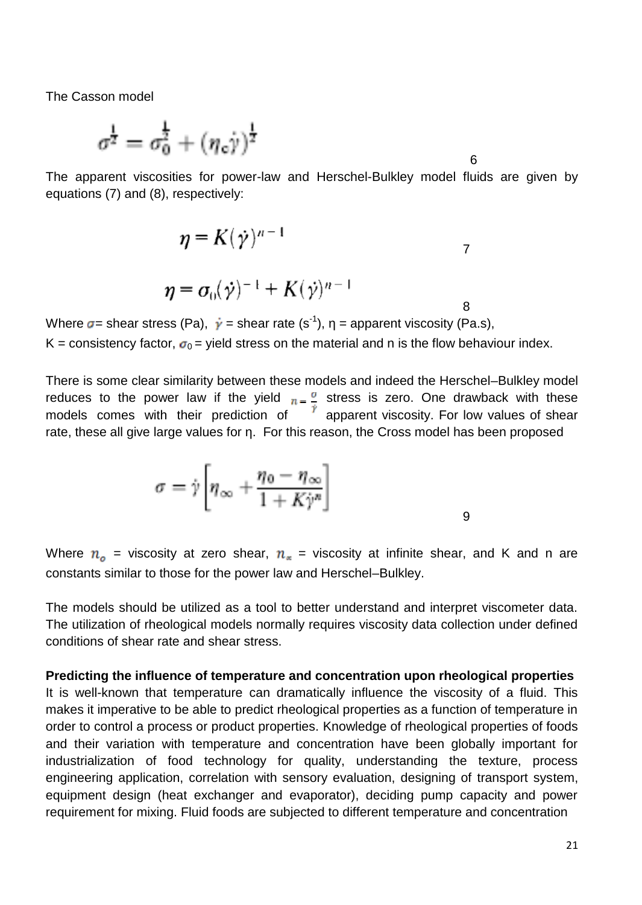The Casson model

$$\sigma^{\frac{1}{2}} = \sigma_0^{\frac{1}{2}} + (\eta_c \dot{\gamma})^{\frac{1}{2}} \qquad 6$$

The apparent viscosities for power-law and Herschel-Bulkley model fluids are given by equations (7) and (8), respectively:

$$\eta = K(\dot{\gamma})^{n-1} \qquad 7$$

$$\eta = \sigma_0(\dot{\gamma})^{-1} + K(\dot{\gamma})^{n-1} \qquad 8$$

Where $\sigma$ = shear stress (Pa), $\dot{\gamma}$ = shear rate ($s^{-1}$), η = apparent viscosity (Pa.s),
K = consistency factor, $\sigma_0$ = yield stress on the material and n is the flow behaviour index.

There is some clear similarity between these models and indeed the Herschel–Bulkley model reduces to the power law if the yield $n = \frac{\sigma}{\dot{\gamma}}$ stress is zero. One drawback with these models comes with their prediction of apparent viscosity. For low values of shear rate, these all give large values for η. For this reason, the Cross model has been proposed

$$\sigma = \dot{\gamma}\left[\eta_\infty + \frac{\eta_0 - \eta_\infty}{1 + K\dot{\gamma}^n}\right] \qquad 9$$

Where $n_o$ = viscosity at zero shear, $n_\infty$ = viscosity at infinite shear, and K and n are constants similar to those for the power law and Herschel–Bulkley.

The models should be utilized as a tool to better understand and interpret viscometer data. The utilization of rheological models normally requires viscosity data collection under defined conditions of shear rate and shear stress.

**Predicting the influence of temperature and concentration upon rheological properties**

It is well-known that temperature can dramatically influence the viscosity of a fluid. This makes it imperative to be able to predict rheological properties as a function of temperature in order to control a process or product properties. Knowledge of rheological properties of foods and their variation with temperature and concentration have been globally important for industrialization of food technology for quality, understanding the texture, process engineering application, correlation with sensory evaluation, designing of transport system, equipment design (heat exchanger and evaporator), deciding pump capacity and power requirement for mixing. Fluid foods are subjected to different temperature and concentration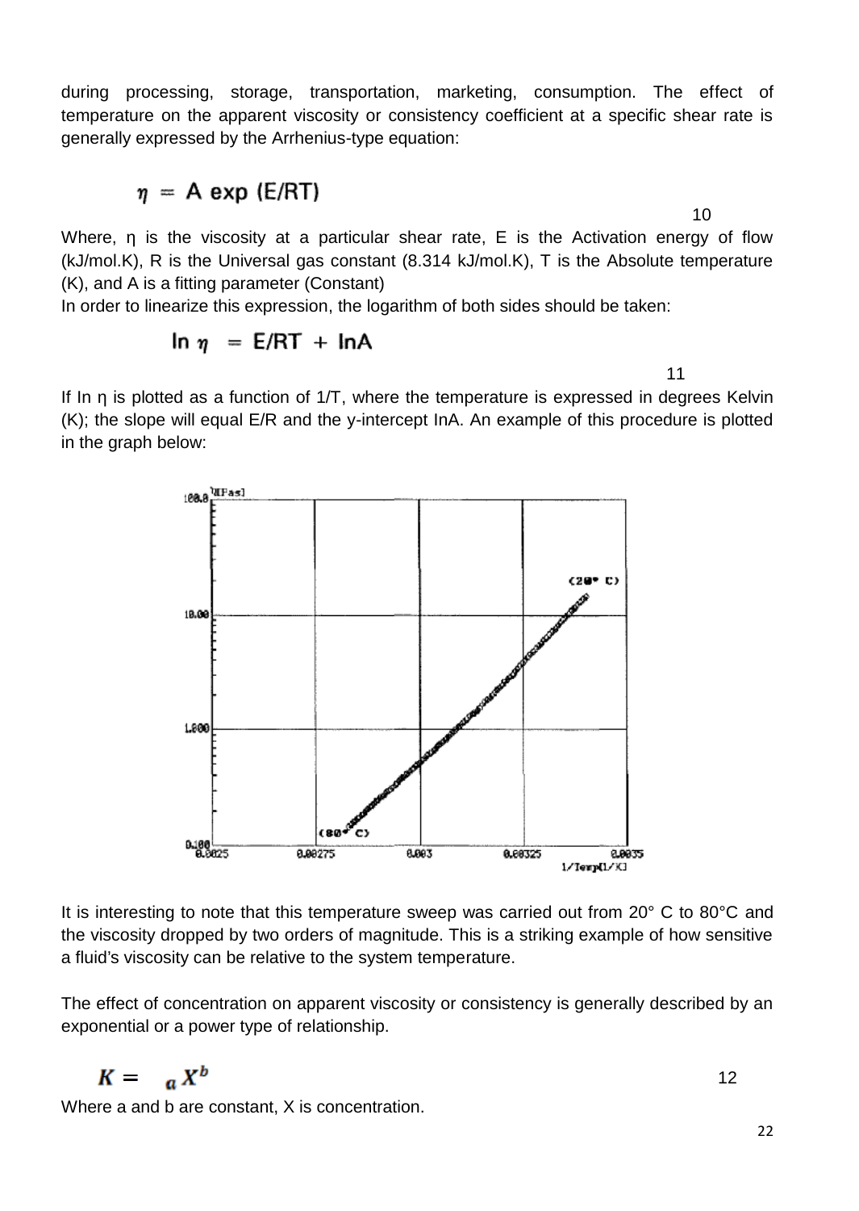during processing, storage, transportation, marketing, consumption. The effect of temperature on the apparent viscosity or consistency coefficient at a specific shear rate is generally expressed by the Arrhenius-type equation:

$$\eta = A \exp(E/RT) \qquad (10)$$

Where, η is the viscosity at a particular shear rate, E is the Activation energy of flow (kJ/mol.K), R is the Universal gas constant (8.314 kJ/mol.K), T is the Absolute temperature (K), and A is a fitting parameter (Constant)

In order to linearize this expression, the logarithm of both sides should be taken:

$$\ln \eta = E/RT + \ln A \qquad (11)$$

If ln η is plotted as a function of 1/T, where the temperature is expressed in degrees Kelvin (K); the slope will equal E/R and the y-intercept lnA. An example of this procedure is plotted in the graph below:

It is interesting to note that this temperature sweep was carried out from 20° C to 80°C and the viscosity dropped by two orders of magnitude. This is a striking example of how sensitive a fluid's viscosity can be relative to the system temperature.

The effect of concentration on apparent viscosity or consistency is generally described by an exponential or a power type of relationship.

$$K = a X^{b} \qquad (12)$$

Where a and b are constant, X is concentration.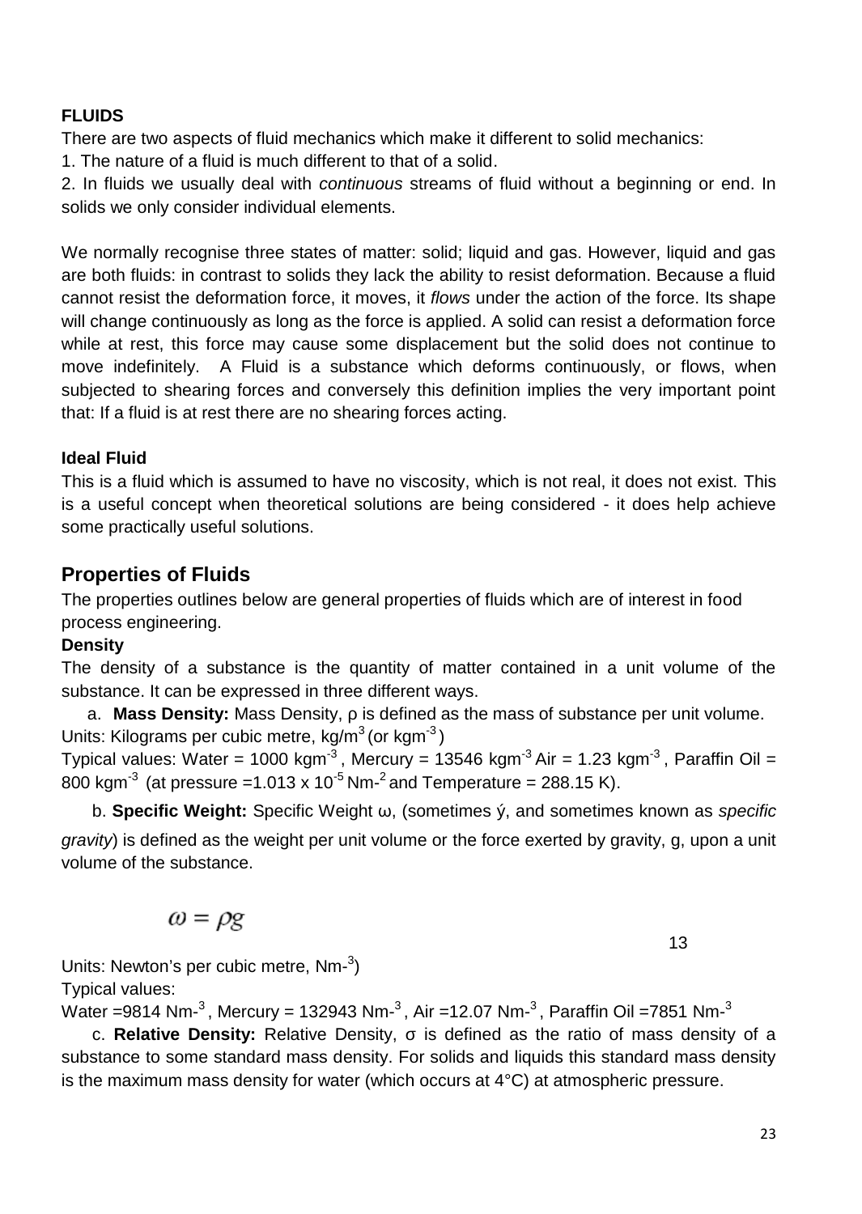**FLUIDS**

There are two aspects of fluid mechanics which make it different to solid mechanics:

1. The nature of a fluid is much different to that of a solid.
2. In fluids we usually deal with *continuous* streams of fluid without a beginning or end. In solids we only consider individual elements.

We normally recognise three states of matter: solid; liquid and gas. However, liquid and gas are both fluids: in contrast to solids they lack the ability to resist deformation. Because a fluid cannot resist the deformation force, it moves, it *flows* under the action of the force. Its shape will change continuously as long as the force is applied. A solid can resist a deformation force while at rest, this force may cause some displacement but the solid does not continue to move indefinitely. A Fluid is a substance which deforms continuously, or flows, when subjected to shearing forces and conversely this definition implies the very important point that: If a fluid is at rest there are no shearing forces acting.

**Ideal Fluid**

This is a fluid which is assumed to have no viscosity, which is not real, it does not exist. This is a useful concept when theoretical solutions are being considered - it does help achieve some practically useful solutions.

## Properties of Fluids

The properties outlines below are general properties of fluids which are of interest in food process engineering.

**Density**

The density of a substance is the quantity of matter contained in a unit volume of the substance. It can be expressed in three different ways.

a. **Mass Density:** Mass Density, ρ is defined as the mass of substance per unit volume.

Units: Kilograms per cubic metre, $kg/m^3$ (or $kgm^{-3}$)

Typical values: Water = 1000 $kgm^{-3}$, Mercury = 13546 $kgm^{-3}$ Air = 1.23 $kgm^{-3}$, Paraffin Oil = 800 $kgm^{-3}$ (at pressure =$1.013 \times 10^{-5}$ $Nm^{-2}$ and Temperature = 288.15 K).

b. **Specific Weight:** Specific Weight ω, (sometimes ý, and sometimes known as *specific gravity*) is defined as the weight per unit volume or the force exerted by gravity, g, upon a unit volume of the substance.

$$\omega = \rho g$$

13

Units: Newton's per cubic metre, $Nm^{-3}$)

Typical values:

Water =9814 $Nm^{-3}$, Mercury = 132943 $Nm^{-3}$, Air =12.07 $Nm^{-3}$, Paraffin Oil =7851 $Nm^{-3}$

c. **Relative Density:** Relative Density, σ is defined as the ratio of mass density of a substance to some standard mass density. For solids and liquids this standard mass density is the maximum mass density for water (which occurs at 4°C) at atmospheric pressure.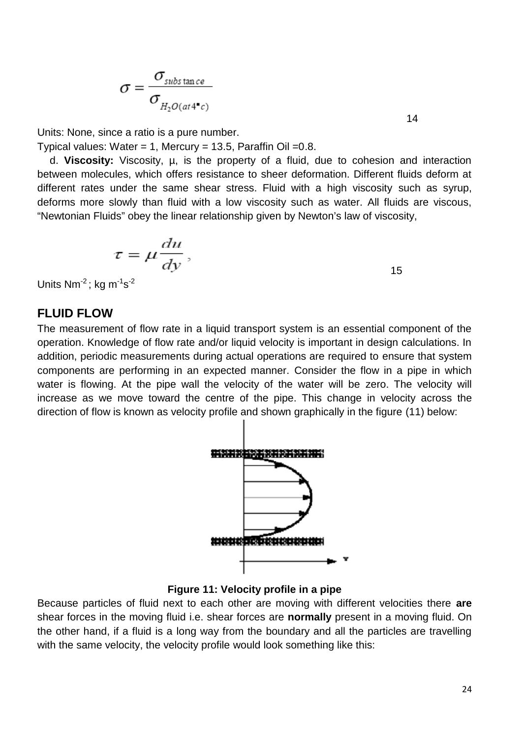$$\sigma = \frac{\sigma_{substance}}{\sigma_{H_2O(at\,4^{\circ}c)}} \qquad 14$$

Units: None, since a ratio is a pure number.

Typical values: Water = 1, Mercury = 13.5, Paraffin Oil =0.8.

d. **Viscosity:** Viscosity, μ, is the property of a fluid, due to cohesion and interaction between molecules, which offers resistance to sheer deformation. Different fluids deform at different rates under the same shear stress. Fluid with a high viscosity such as syrup, deforms more slowly than fluid with a low viscosity such as water. All fluids are viscous, "Newtonian Fluids" obey the linear relationship given by Newton's law of viscosity,

$$\tau = \mu \frac{du}{dy}, \qquad 15$$

Units $Nm^{-2}$; $kg\ m^{-1}s^{-2}$

## FLUID FLOW

The measurement of flow rate in a liquid transport system is an essential component of the operation. Knowledge of flow rate and/or liquid velocity is important in design calculations. In addition, periodic measurements during actual operations are required to ensure that system components are performing in an expected manner. Consider the flow in a pipe in which water is flowing. At the pipe wall the velocity of the water will be zero. The velocity will increase as we move toward the centre of the pipe. This change in velocity across the direction of flow is known as velocity profile and shown graphically in the figure (11) below:

**Figure 11: Velocity profile in a pipe**

Because particles of fluid next to each other are moving with different velocities there **are** shear forces in the moving fluid i.e. shear forces are **normally** present in a moving fluid. On the other hand, if a fluid is a long way from the boundary and all the particles are travelling with the same velocity, the velocity profile would look something like this: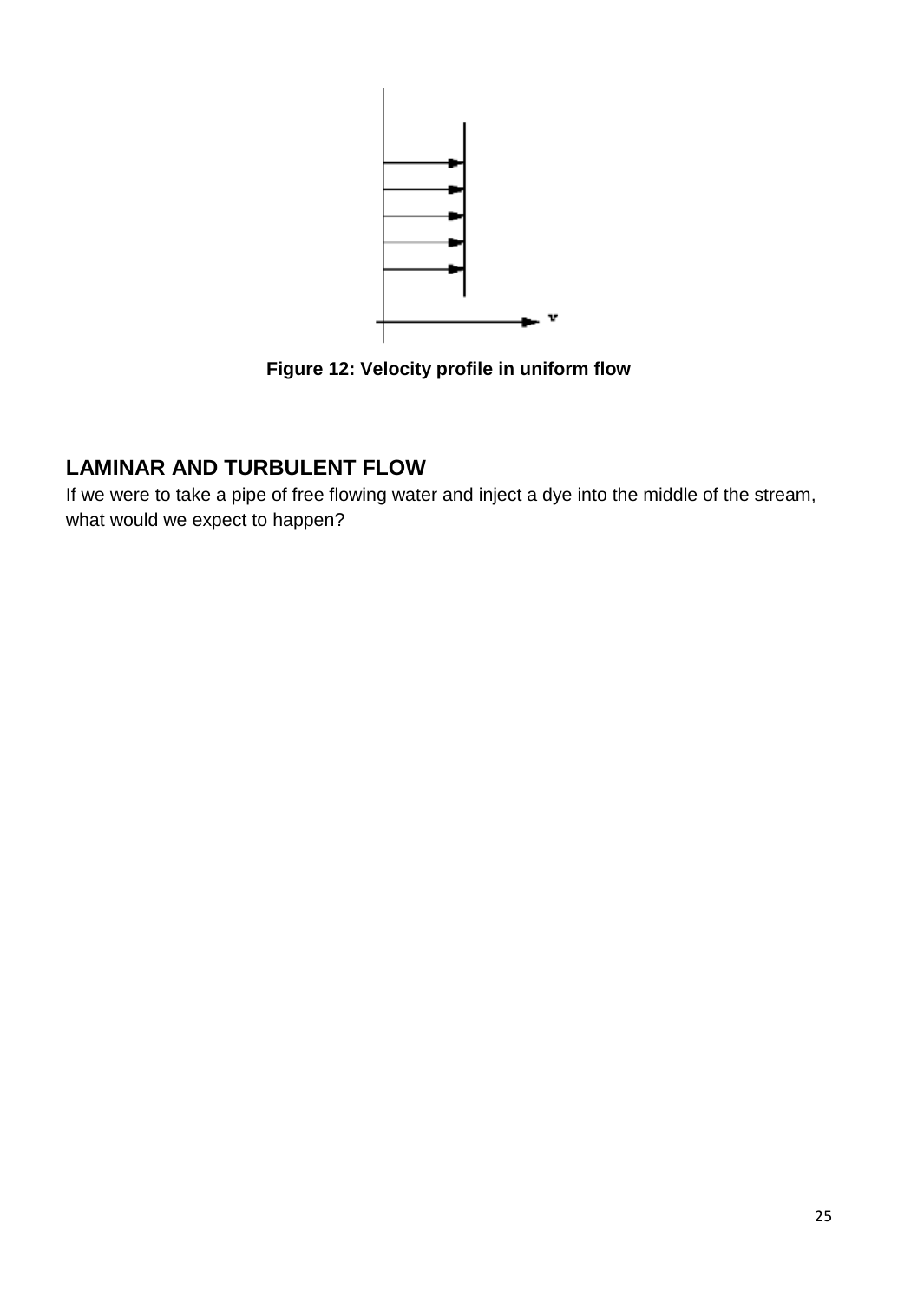**Figure 12: Velocity profile in uniform flow**

## LAMINAR AND TURBULENT FLOW

If we were to take a pipe of free flowing water and inject a dye into the middle of the stream, what would we expect to happen?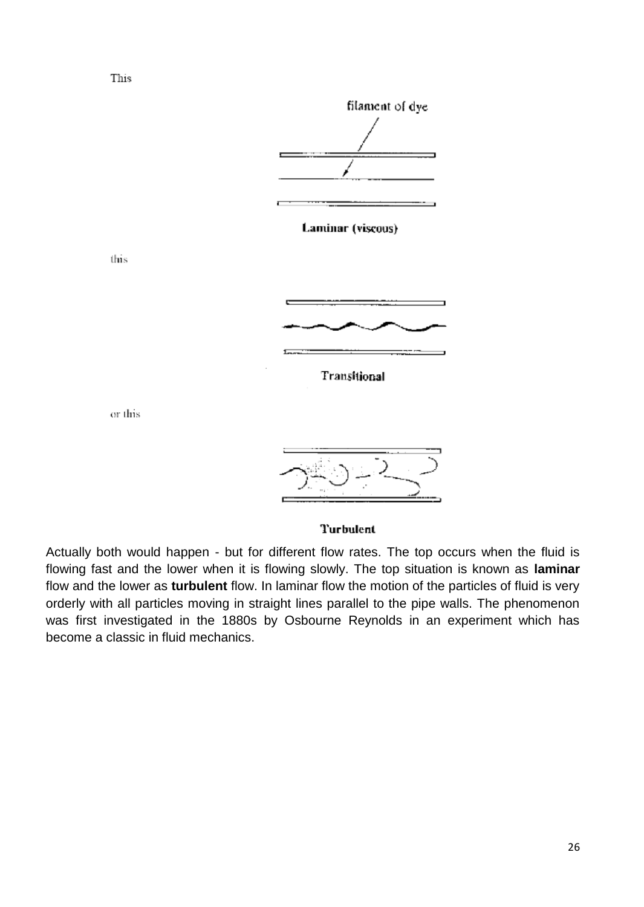This

filament of dye

Laminar (viscous)

this

Transitional

or this

Turbulent

Actually both would happen - but for different flow rates. The top occurs when the fluid is flowing fast and the lower when it is flowing slowly. The top situation is known as **laminar** flow and the lower as **turbulent** flow. In laminar flow the motion of the particles of fluid is very orderly with all particles moving in straight lines parallel to the pipe walls. The phenomenon was first investigated in the 1880s by Osbourne Reynolds in an experiment which has become a classic in fluid mechanics.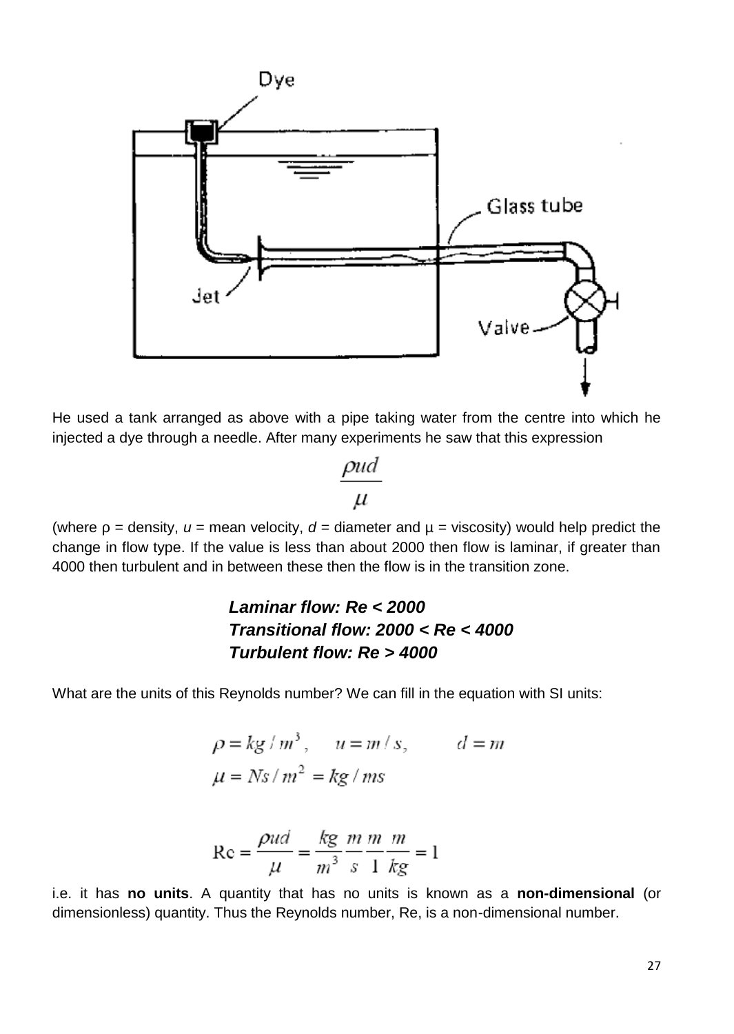He used a tank arranged as above with a pipe taking water from the centre into which he injected a dye through a needle. After many experiments he saw that this expression

$$\frac{\rho u d}{\mu}$$

(where ρ = density, $u$ = mean velocity, $d$ = diameter and μ = viscosity) would help predict the change in flow type. If the value is less than about 2000 then flow is laminar, if greater than 4000 then turbulent and in between these then the flow is in the transition zone.

***Laminar flow: Re < 2000***
***Transitional flow: 2000 < Re < 4000***
***Turbulent flow: Re > 4000***

What are the units of this Reynolds number? We can fill in the equation with SI units:

$$\rho = kg/m^3, \quad u = m/s, \qquad d = m$$
$$\mu = Ns/m^2 = kg/ms$$

$$\mathrm{Re} = \frac{\rho u d}{\mu} = \frac{kg}{m^3}\frac{m}{s}\frac{m}{1}\frac{m}{kg} = 1$$

i.e. it has **no units**. A quantity that has no units is known as a **non-dimensional** (or dimensionless) quantity. Thus the Reynolds number, Re, is a non-dimensional number.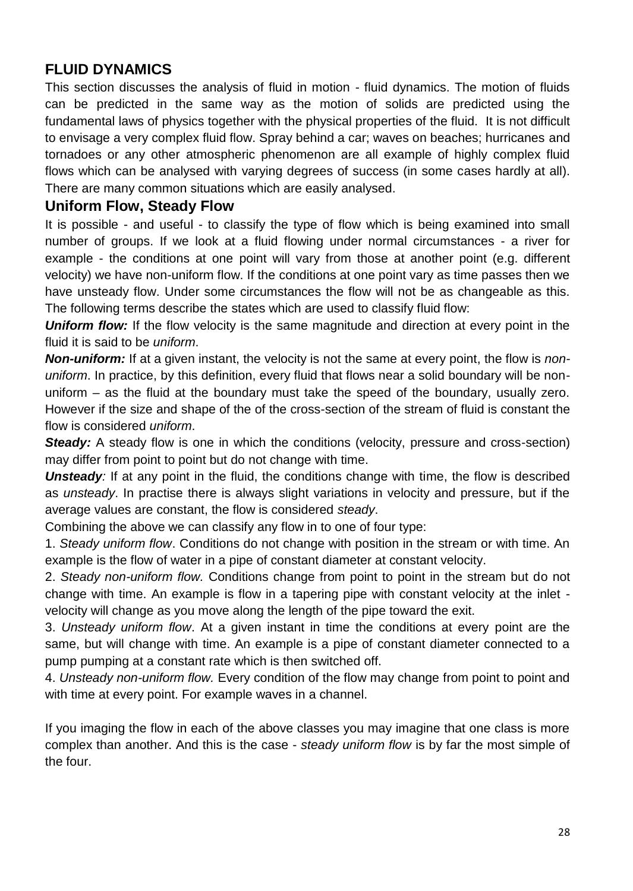## FLUID DYNAMICS

This section discusses the analysis of fluid in motion - fluid dynamics. The motion of fluids can be predicted in the same way as the motion of solids are predicted using the fundamental laws of physics together with the physical properties of the fluid. It is not difficult to envisage a very complex fluid flow. Spray behind a car; waves on beaches; hurricanes and tornadoes or any other atmospheric phenomenon are all example of highly complex fluid flows which can be analysed with varying degrees of success (in some cases hardly at all). There are many common situations which are easily analysed.

### Uniform Flow, Steady Flow

It is possible - and useful - to classify the type of flow which is being examined into small number of groups. If we look at a fluid flowing under normal circumstances - a river for example - the conditions at one point will vary from those at another point (e.g. different velocity) we have non-uniform flow. If the conditions at one point vary as time passes then we have unsteady flow. Under some circumstances the flow will not be as changeable as this. The following terms describe the states which are used to classify fluid flow:

***Uniform flow:*** If the flow velocity is the same magnitude and direction at every point in the fluid it is said to be *uniform*.

***Non-uniform:*** If at a given instant, the velocity is not the same at every point, the flow is *non-uniform*. In practice, by this definition, every fluid that flows near a solid boundary will be non-uniform – as the fluid at the boundary must take the speed of the boundary, usually zero. However if the size and shape of the of the cross-section of the stream of fluid is constant the flow is considered *uniform*.

***Steady:*** A steady flow is one in which the conditions (velocity, pressure and cross-section) may differ from point to point but do not change with time.

***Unsteady****:* If at any point in the fluid, the conditions change with time, the flow is described as *unsteady*. In practise there is always slight variations in velocity and pressure, but if the average values are constant, the flow is considered *steady*.

Combining the above we can classify any flow in to one of four type:

1. *Steady uniform flow*. Conditions do not change with position in the stream or with time. An example is the flow of water in a pipe of constant diameter at constant velocity.

2. *Steady non-uniform flow.* Conditions change from point to point in the stream but do not change with time. An example is flow in a tapering pipe with constant velocity at the inlet - velocity will change as you move along the length of the pipe toward the exit.

3. *Unsteady uniform flow*. At a given instant in time the conditions at every point are the same, but will change with time. An example is a pipe of constant diameter connected to a pump pumping at a constant rate which is then switched off.

4. *Unsteady non-uniform flow.* Every condition of the flow may change from point to point and with time at every point. For example waves in a channel.

If you imaging the flow in each of the above classes you may imagine that one class is more complex than another. And this is the case - *steady uniform flow* is by far the most simple of the four.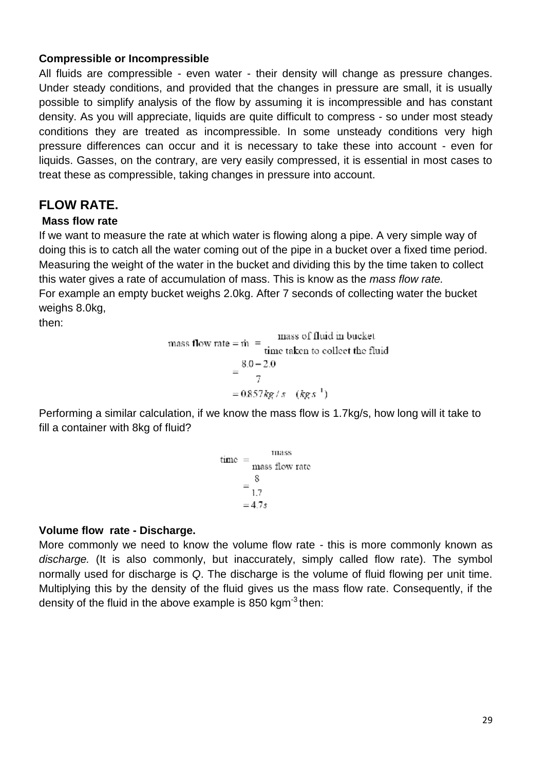**Compressible or Incompressible**

All fluids are compressible - even water - their density will change as pressure changes. Under steady conditions, and provided that the changes in pressure are small, it is usually possible to simplify analysis of the flow by assuming it is incompressible and has constant density. As you will appreciate, liquids are quite difficult to compress - so under most steady conditions they are treated as incompressible. In some unsteady conditions very high pressure differences can occur and it is necessary to take these into account - even for liquids. Gasses, on the contrary, are very easily compressed, it is essential in most cases to treat these as compressible, taking changes in pressure into account.

## FLOW RATE.

**Mass flow rate**

If we want to measure the rate at which water is flowing along a pipe. A very simple way of doing this is to catch all the water coming out of the pipe in a bucket over a fixed time period. Measuring the weight of the water in the bucket and dividing this by the time taken to collect this water gives a rate of accumulation of mass. This is know as the *mass flow rate.*

For example an empty bucket weighs 2.0kg. After 7 seconds of collecting water the bucket weighs 8.0kg,

then:

$$
\begin{aligned}
\text{mass flow rate} = \dot{m} &= \frac{\text{mass of fluid in bucket}}{\text{time taken to collect the fluid}} \\
&= \frac{8.0 - 2.0}{7} \\
&= 0.857 kg/s \quad (kg s^{-1})
\end{aligned}
$$

Performing a similar calculation, if we know the mass flow is 1.7kg/s, how long will it take to fill a container with 8kg of fluid?

$$
\begin{aligned}
\text{time} &= \frac{\text{mass}}{\text{mass flow rate}} \\
&= \frac{8}{1.7} \\
&= 4.7 s
\end{aligned}
$$

**Volume flow rate - Discharge.**

More commonly we need to know the volume flow rate - this is more commonly known as *discharge.* (It is also commonly, but inaccurately, simply called flow rate). The symbol normally used for discharge is *Q*. The discharge is the volume of fluid flowing per unit time. Multiplying this by the density of the fluid gives us the mass flow rate. Consequently, if the density of the fluid in the above example is 850 $kgm^{-3}$ then: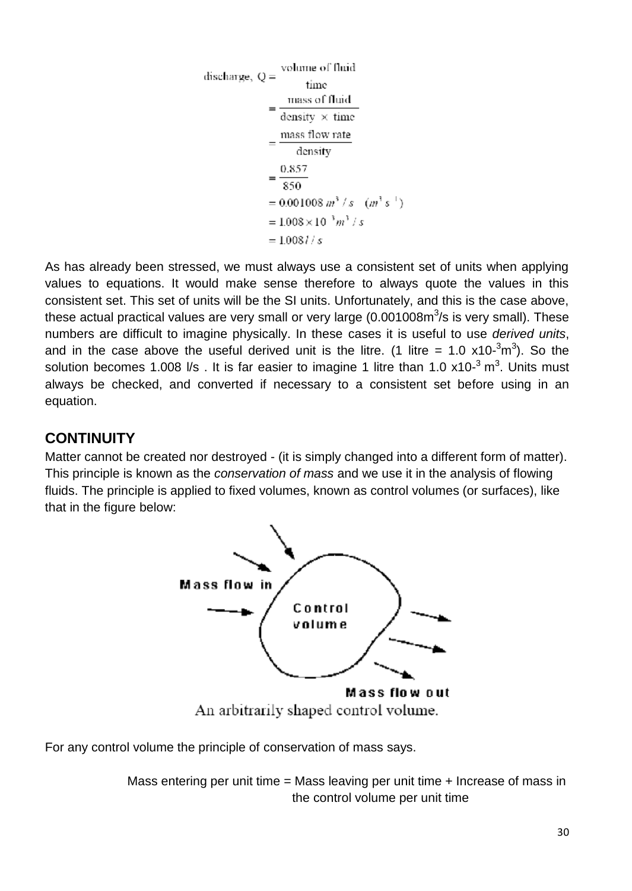$$
\begin{aligned}
\text{discharge, } Q &= \frac{\text{volume of fluid}}{\text{time}} \\
&= \frac{\text{mass of fluid}}{\text{density} \times \text{time}} \\
&= \frac{\text{mass flow rate}}{\text{density}} \\
&= \frac{0.857}{850} \\
&= 0.001008\, m^3/s \quad (m^3 s^{-1}) \\
&= 1.008 \times 10^{-3} m^3/s \\
&= 1.008\, l/s
\end{aligned}
$$

As has already been stressed, we must always use a consistent set of units when applying values to equations. It would make sense therefore to always quote the values in this consistent set. This set of units will be the SI units. Unfortunately, and this is the case above, these actual practical values are very small or very large ($0.001008 m^3/s$ is very small). These numbers are difficult to imagine physically. In these cases it is useful to use *derived units*, and in the case above the useful derived unit is the litre. (1 litre = $1.0 \times 10^{-3} m^3$). So the solution becomes 1.008 l/s . It is far easier to imagine 1 litre than $1.0 \times 10^{-3} m^3$. Units must always be checked, and converted if necessary to a consistent set before using in an equation.

## CONTINUITY

Matter cannot be created nor destroyed - (it is simply changed into a different form of matter). This principle is known as the *conservation of mass* and we use it in the analysis of flowing fluids. The principle is applied to fixed volumes, known as control volumes (or surfaces), like that in the figure below:

An arbitrarily shaped control volume.

For any control volume the principle of conservation of mass says.

Mass entering per unit time = Mass leaving per unit time + Increase of mass in the control volume per unit time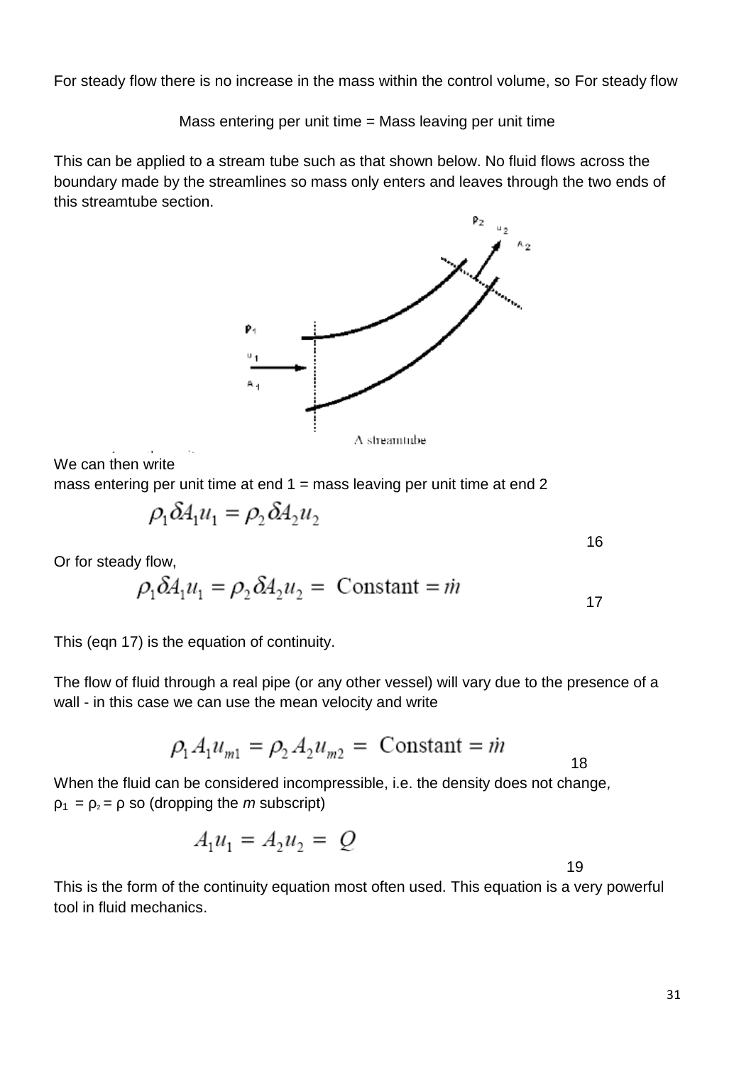For steady flow there is no increase in the mass within the control volume, so For steady flow

Mass entering per unit time = Mass leaving per unit time

This can be applied to a stream tube such as that shown below. No fluid flows across the boundary made by the streamlines so mass only enters and leaves through the two ends of this streamtube section.

A streamtube

We can then write
mass entering per unit time at end 1 = mass leaving per unit time at end 2

$$\rho_1 \delta A_1 u_1 = \rho_2 \delta A_2 u_2 \qquad 16$$

Or for steady flow,

$$\rho_1 \delta A_1 u_1 = \rho_2 \delta A_2 u_2 = \text{ Constant} = \dot{m} \qquad 17$$

This (eqn 17) is the equation of continuity.

The flow of fluid through a real pipe (or any other vessel) will vary due to the presence of a wall - in this case we can use the mean velocity and write

$$\rho_1 A_1 u_{m1} = \rho_2 A_2 u_{m2} = \text{ Constant} = \dot{m} \qquad 18$$

When the fluid can be considered incompressible, i.e. the density does not change, $\rho_1 = \rho_2 = \rho$ so (dropping the *m* subscript)

$$A_1 u_1 = A_2 u_2 = Q \qquad 19$$

This is the form of the continuity equation most often used. This equation is a very powerful tool in fluid mechanics.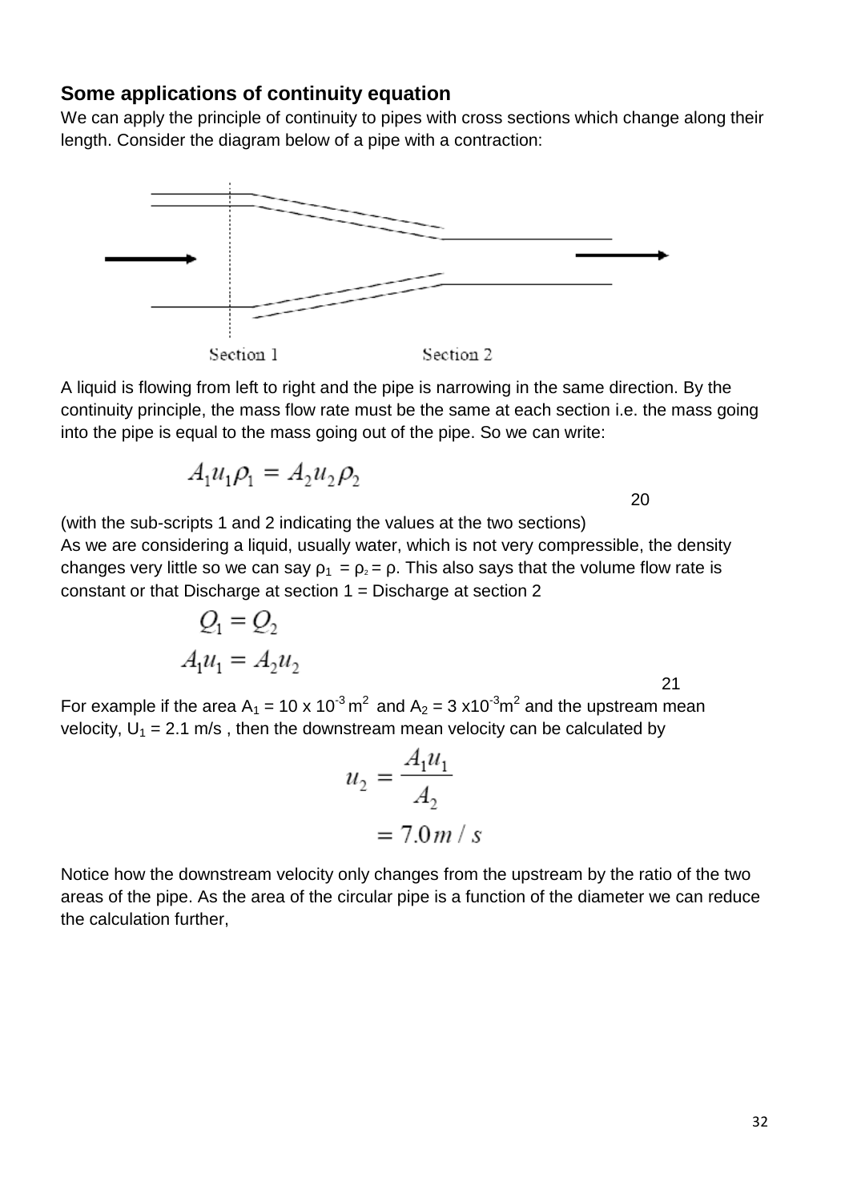## Some applications of continuity equation

We can apply the principle of continuity to pipes with cross sections which change along their length. Consider the diagram below of a pipe with a contraction:

Section 1 Section 2

A liquid is flowing from left to right and the pipe is narrowing in the same direction. By the continuity principle, the mass flow rate must be the same at each section i.e. the mass going into the pipe is equal to the mass going out of the pipe. So we can write:

$$A_1 u_1 \rho_1 = A_2 u_2 \rho_2 \qquad 20$$

(with the sub-scripts 1 and 2 indicating the values at the two sections)

As we are considering a liquid, usually water, which is not very compressible, the density changes very little so we can say $\rho_1 = \rho_2 = \rho$. This also says that the volume flow rate is constant or that Discharge at section 1 = Discharge at section 2

$$Q_1 = Q_2$$

$$A_1 u_1 = A_2 u_2 \qquad 21$$

For example if the area $A_1 = 10 \times 10^{-3}\,m^2$ and $A_2 = 3 \times 10^{-3} m^2$ and the upstream mean velocity, $U_1 = 2.1$ m/s , then the downstream mean velocity can be calculated by

$$u_2 = \frac{A_1 u_1}{A_2}$$

$$= 7.0\,m/s$$

Notice how the downstream velocity only changes from the upstream by the ratio of the two areas of the pipe. As the area of the circular pipe is a function of the diameter we can reduce the calculation further,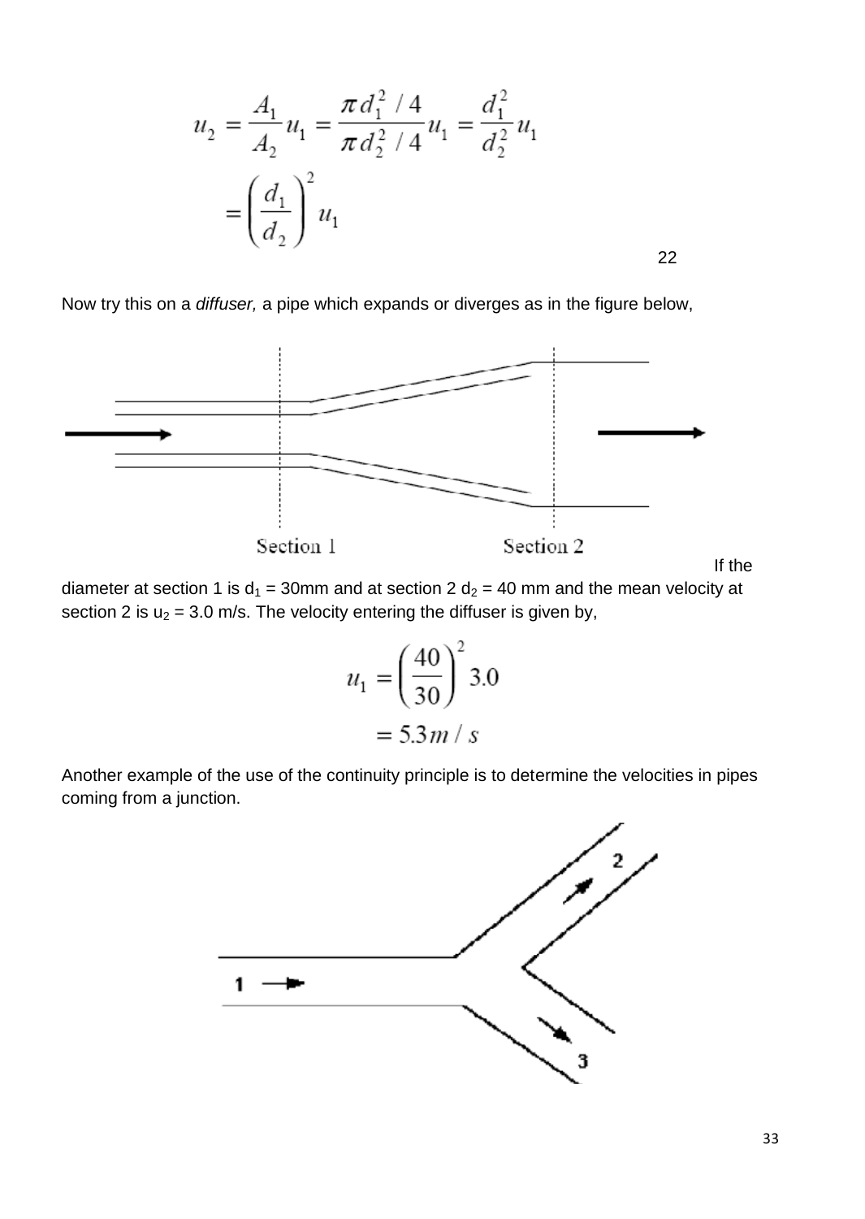$$u_2 = \frac{A_1}{A_2} u_1 = \frac{\pi d_1^2 / 4}{\pi d_2^2 / 4} u_1 = \frac{d_1^2}{d_2^2} u_1$$

$$= \left( \frac{d_1}{d_2} \right)^2 u_1$$

22

Now try this on a *diffuser,* a pipe which expands or diverges as in the figure below,

If the diameter at section 1 is $d_1$ = 30mm and at section 2 $d_2$ = 40 mm and the mean velocity at section 2 is $u_2$ = 3.0 m/s. The velocity entering the diffuser is given by,

$$u_1 = \left( \frac{40}{30} \right)^2 3.0$$

$$= 5.3 m/s$$

Another example of the use of the continuity principle is to determine the velocities in pipes coming from a junction.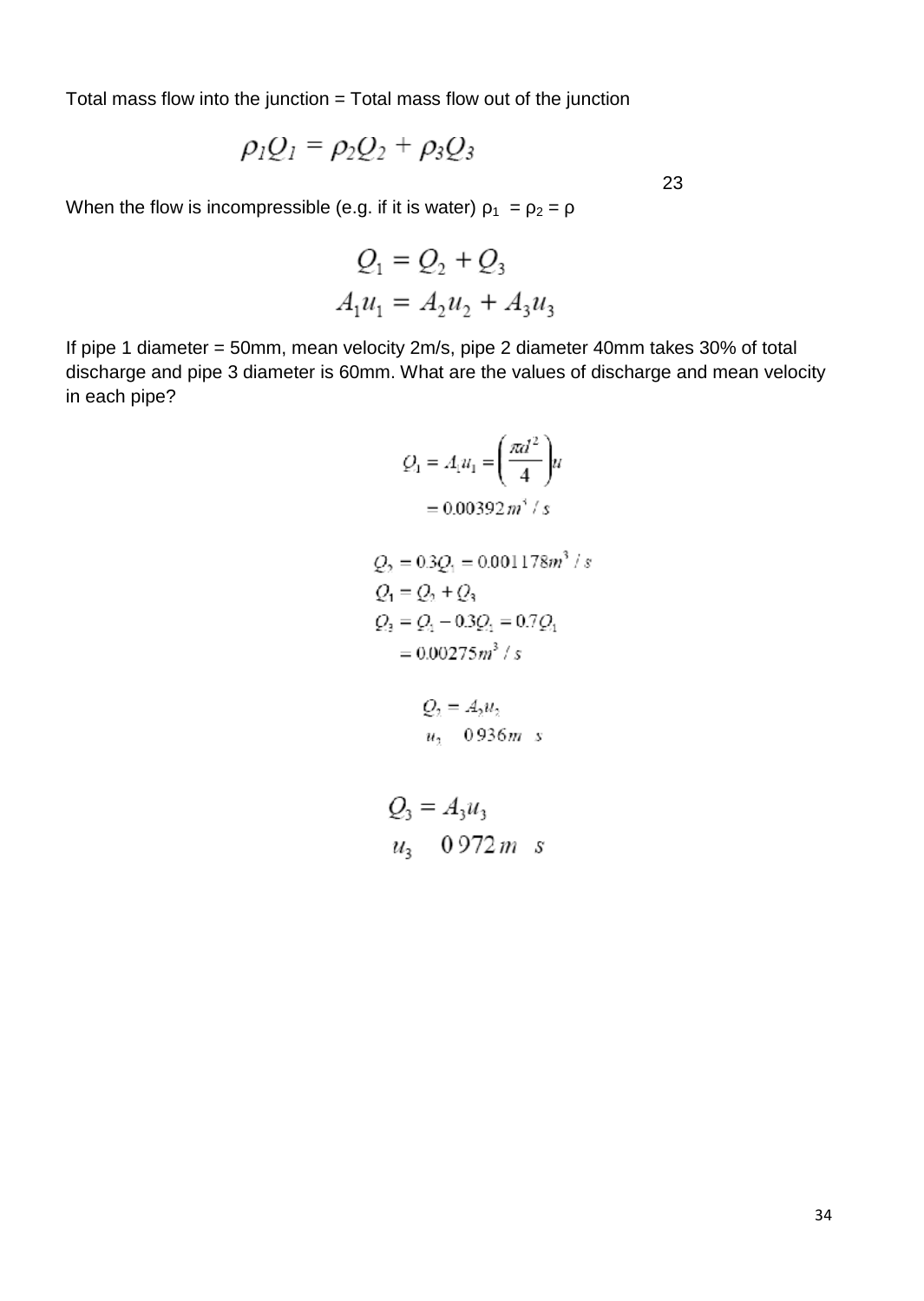Total mass flow into the junction = Total mass flow out of the junction

$$\rho_1 Q_1 = \rho_2 Q_2 + \rho_3 Q_3$$

23

When the flow is incompressible (e.g. if it is water) $\rho_1 = \rho_2 = \rho$

$$Q_1 = Q_2 + Q_3$$
$$A_1 u_1 = A_2 u_2 + A_3 u_3$$

If pipe 1 diameter = 50mm, mean velocity 2m/s, pipe 2 diameter 40mm takes 30% of total discharge and pipe 3 diameter is 60mm. What are the values of discharge and mean velocity in each pipe?

$$Q_1 = A_1 u_1 = \left(\frac{\pi d^2}{4}\right) u$$
$$= 0.00392 m^3/s$$

$$Q_2 = 0.3 Q_1 = 0.001178 m^3/s$$
$$Q_1 = Q_2 + Q_3$$
$$Q_3 = Q_1 - 0.3 Q_1 = 0.7 Q_1$$
$$= 0.00275 m^3/s$$

$$Q_2 = A_2 u_2$$
$$u_2 \quad 0.936 m \quad s$$

$$Q_3 = A_3 u_3$$
$$u_3 \quad 0.972 m \quad s$$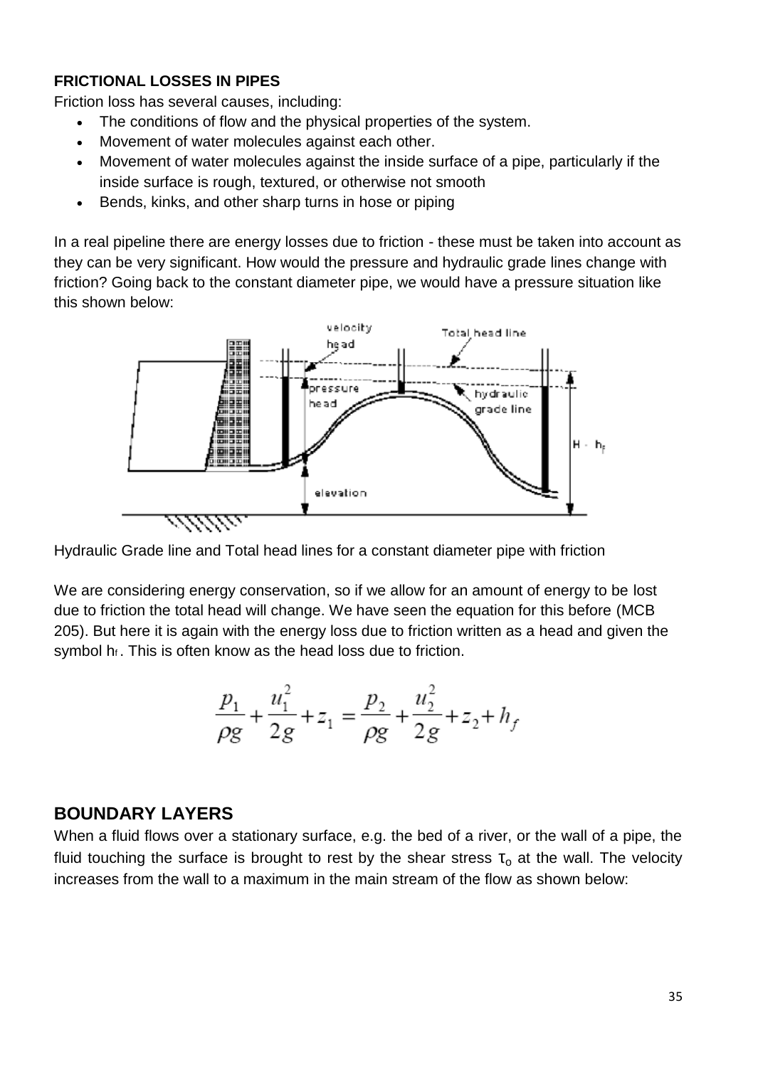**FRICTIONAL LOSSES IN PIPES**

Friction loss has several causes, including:

- The conditions of flow and the physical properties of the system.
- Movement of water molecules against each other.
- Movement of water molecules against the inside surface of a pipe, particularly if the inside surface is rough, textured, or otherwise not smooth
- Bends, kinks, and other sharp turns in hose or piping

In a real pipeline there are energy losses due to friction - these must be taken into account as they can be very significant. How would the pressure and hydraulic grade lines change with friction? Going back to the constant diameter pipe, we would have a pressure situation like this shown below:

Hydraulic Grade line and Total head lines for a constant diameter pipe with friction

We are considering energy conservation, so if we allow for an amount of energy to be lost due to friction the total head will change. We have seen the equation for this before (MCB 205). But here it is again with the energy loss due to friction written as a head and given the symbol $h_f$. This is often know as the head loss due to friction.

$$\frac{p_1}{\rho g} + \frac{u_1^2}{2g} + z_1 = \frac{p_2}{\rho g} + \frac{u_2^2}{2g} + z_2 + h_f$$

## BOUNDARY LAYERS

When a fluid flows over a stationary surface, e.g. the bed of a river, or the wall of a pipe, the fluid touching the surface is brought to rest by the shear stress $\tau_o$ at the wall. The velocity increases from the wall to a maximum in the main stream of the flow as shown below: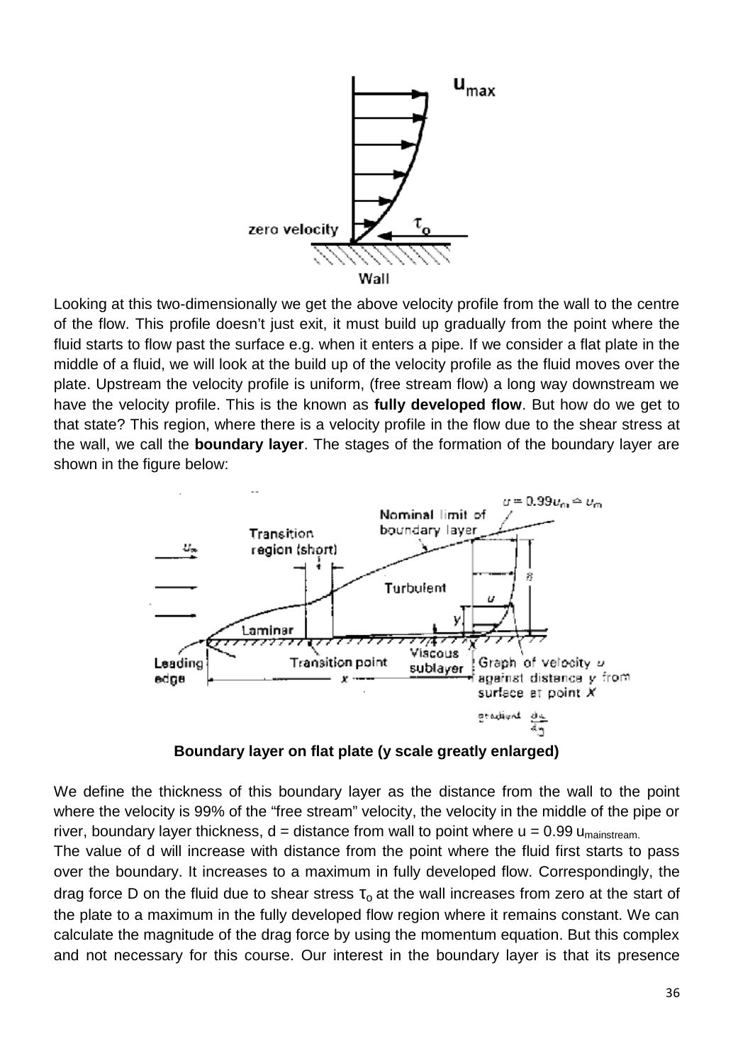Looking at this two-dimensionally we get the above velocity profile from the wall to the centre of the flow. This profile doesn't just exit, it must build up gradually from the point where the fluid starts to flow past the surface e.g. when it enters a pipe. If we consider a flat plate in the middle of a fluid, we will look at the build up of the velocity profile as the fluid moves over the plate. Upstream the velocity profile is uniform, (free stream flow) a long way downstream we have the velocity profile. This is the known as **fully developed flow**. But how do we get to that state? This region, where there is a velocity profile in the flow due to the shear stress at the wall, we call the **boundary layer**. The stages of the formation of the boundary layer are shown in the figure below:

**Boundary layer on flat plate (y scale greatly enlarged)**

We define the thickness of this boundary layer as the distance from the wall to the point where the velocity is 99% of the "free stream" velocity, the velocity in the middle of the pipe or river, boundary layer thickness, d = distance from wall to point where $u = 0.99\ u_{mainstream.}$

The value of d will increase with distance from the point where the fluid first starts to pass over the boundary. It increases to a maximum in fully developed flow. Correspondingly, the drag force D on the fluid due to shear stress $\tau_o$ at the wall increases from zero at the start of the plate to a maximum in the fully developed flow region where it remains constant. We can calculate the magnitude of the drag force by using the momentum equation. But this complex and not necessary for this course. Our interest in the boundary layer is that its presence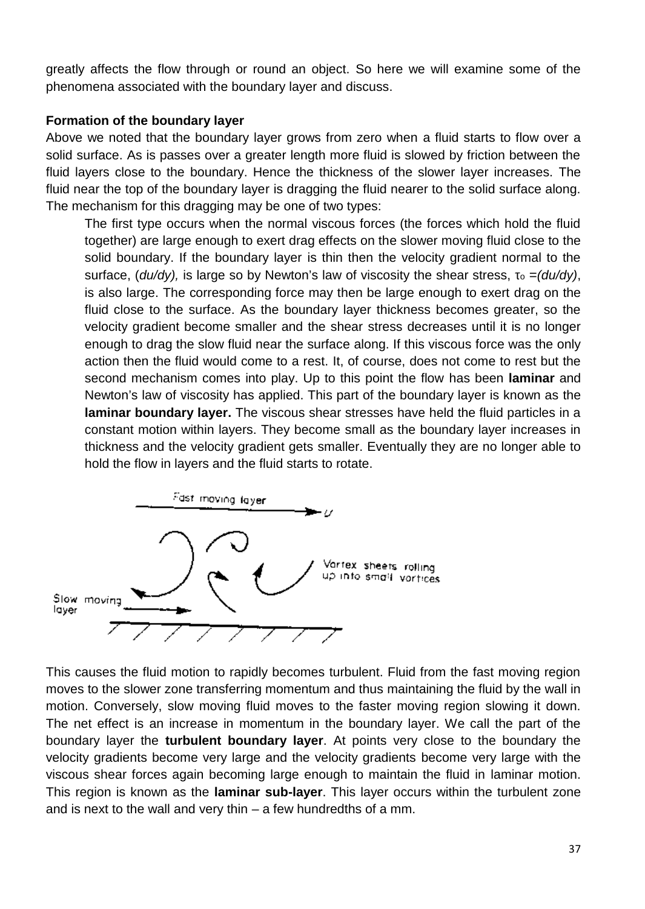greatly affects the flow through or round an object. So here we will examine some of the phenomena associated with the boundary layer and discuss.

**Formation of the boundary layer**

Above we noted that the boundary layer grows from zero when a fluid starts to flow over a solid surface. As is passes over a greater length more fluid is slowed by friction between the fluid layers close to the boundary. Hence the thickness of the slower layer increases. The fluid near the top of the boundary layer is dragging the fluid nearer to the solid surface along. The mechanism for this dragging may be one of two types:

The first type occurs when the normal viscous forces (the forces which hold the fluid together) are large enough to exert drag effects on the slower moving fluid close to the solid boundary. If the boundary layer is thin then the velocity gradient normal to the surface, (*du/dy*), is large so by Newton's law of viscosity the shear stress, $\tau_o = (du/dy)$, is also large. The corresponding force may then be large enough to exert drag on the fluid close to the surface. As the boundary layer thickness becomes greater, so the velocity gradient become smaller and the shear stress decreases until it is no longer enough to drag the slow fluid near the surface along. If this viscous force was the only action then the fluid would come to a rest. It, of course, does not come to rest but the second mechanism comes into play. Up to this point the flow has been **laminar** and Newton's law of viscosity has applied. This part of the boundary layer is known as the **laminar boundary layer.** The viscous shear stresses have held the fluid particles in a constant motion within layers. They become small as the boundary layer increases in thickness and the velocity gradient gets smaller. Eventually they are no longer able to hold the flow in layers and the fluid starts to rotate.

Fast moving layer

U

Vortex sheets rolling up into small vortices

Slow moving layer

This causes the fluid motion to rapidly becomes turbulent. Fluid from the fast moving region moves to the slower zone transferring momentum and thus maintaining the fluid by the wall in motion. Conversely, slow moving fluid moves to the faster moving region slowing it down. The net effect is an increase in momentum in the boundary layer. We call the part of the boundary layer the **turbulent boundary layer**. At points very close to the boundary the velocity gradients become very large and the velocity gradients become very large with the viscous shear forces again becoming large enough to maintain the fluid in laminar motion. This region is known as the **laminar sub-layer**. This layer occurs within the turbulent zone and is next to the wall and very thin – a few hundredths of a mm.